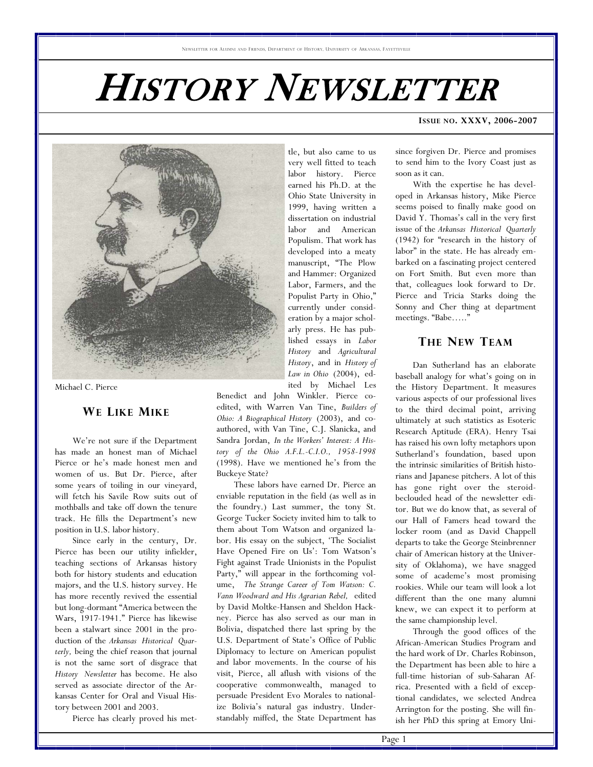Newsletter for Alumni and Friends, Department of History, University of Arkansas, Fayetteville

# History Newsletter

**Issue no. XXXV, 2006-2007**

Michael C. Pierce

## We Like Mike

We're not sure if the Department has made an honest man of Michael Pierce or he's made honest men and women of us. But Dr. Pierce, after some years of toiling in our vineyard, will fetch his Savile Row suits out of mothballs and take off down the tenure track. He fills the Department's new position in U.S. labor history.

Since early in the century, Dr. Pierce has been our utility infielder, teaching sections of Arkansas history both for history students and education majors, and the U.S. history survey. He has more recently revived the essential but long-dormant "America between the Wars, 1917-1941." Pierce has likewise been a stalwart since 2001 in the production of the *Arkansas Historical Quarterly,* being the chief reason that journal is not the same sort of disgrace that *History Newsletter* has become. He also served as associate director of the Arkansas Center for Oral and Visual History between 2001 and 2003.

Pierce has clearly proved his mettle, but also came to us very well fitted to teach labor history. Pierce earned his Ph.D. at the Ohio State University in 1999, having written a dissertation on industrial labor and American Populism. That work has developed into a meaty manuscript, "The Plow and Hammer: Organized Labor, Farmers, and the Populist Party in Ohio," currently under consideration by a major scholarly press. He has published essays in *Labor History* and *Agricultural History*, and in *History of Law in Ohio* (2004), edited by Michael Les Benedict and John Winkler. Pierce co-edited, with Warren Van Tine, *Builders of Ohio: A Biographical History* (2003), and co-authored, with Van Tine, C.J. Slanicka, and Sandra Jordan, *In the Workers' Interest: A History of the Ohio A.F.L.-C.I.O., 1958-1998* (1998). Have we mentioned he's from the Buckeye State?

These labors have earned Dr. Pierce an enviable reputation in the field (as well as in the foundry.) Last summer, the tony St. George Tucker Society invited him to talk to them about Tom Watson and organized labor. His essay on the subject, 'The Socialist Have Opened Fire on Us': Tom Watson's Fight against Trade Unionists in the Populist Party," will appear in the forthcoming volume, *The Strange Career of Tom Watson: C. Vann Woodward and His Agrarian Rebel,* edited by David Moltke-Hansen and Sheldon Hackney. Pierce has also served as our man in Bolivia, dispatched there last spring by the U.S. Department of State's Office of Public Diplomacy to lecture on American populist and labor movements. In the course of his visit, Pierce, all aflush with visions of the cooperative commonwealth, managed to persuade President Evo Morales to nationalize Bolivia's natural gas industry. Understandably miffed, the State Department has since forgiven Dr. Pierce and promises to send him to the Ivory Coast just as soon as it can.

With the expertise he has developed in Arkansas history, Mike Pierce seems poised to finally make good on David Y. Thomas's call in the very first issue of the *Arkansas Historical Quarterly* (1942) for "research in the history of labor" in the state. He has already embarked on a fascinating project centered on Fort Smith. But even more than that, colleagues look forward to Dr. Pierce and Tricia Starks doing the Sonny and Cher thing at department meetings. "Babe….."

## The New Team

Dan Sutherland has an elaborate baseball analogy for what's going on in the History Department. It measures various aspects of our professional lives to the third decimal point, arriving ultimately at such statistics as Esoteric Research Aptitude (ERA). Henry Tsai has raised his own lofty metaphors upon Sutherland's foundation, based upon the intrinsic similarities of British historians and Japanese pitchers. A lot of this has gone right over the steroid-beclouded head of the newsletter editor. But we do know that, as several of our Hall of Famers head toward the locker room (and as David Chappell departs to take the George Steinbrenner chair of American history at the University of Oklahoma), we have snagged some of academe's most promising rookies. While our team will look a lot different than the one many alumni knew, we can expect it to perform at the same championship level.

Through the good offices of the African-American Studies Program and the hard work of Dr. Charles Robinson, the Department has been able to hire a full-time historian of sub-Saharan Africa. Presented with a field of exceptional candidates, we selected Andrea Arrington for the posting. She will finish her PhD this spring at Emory Uni-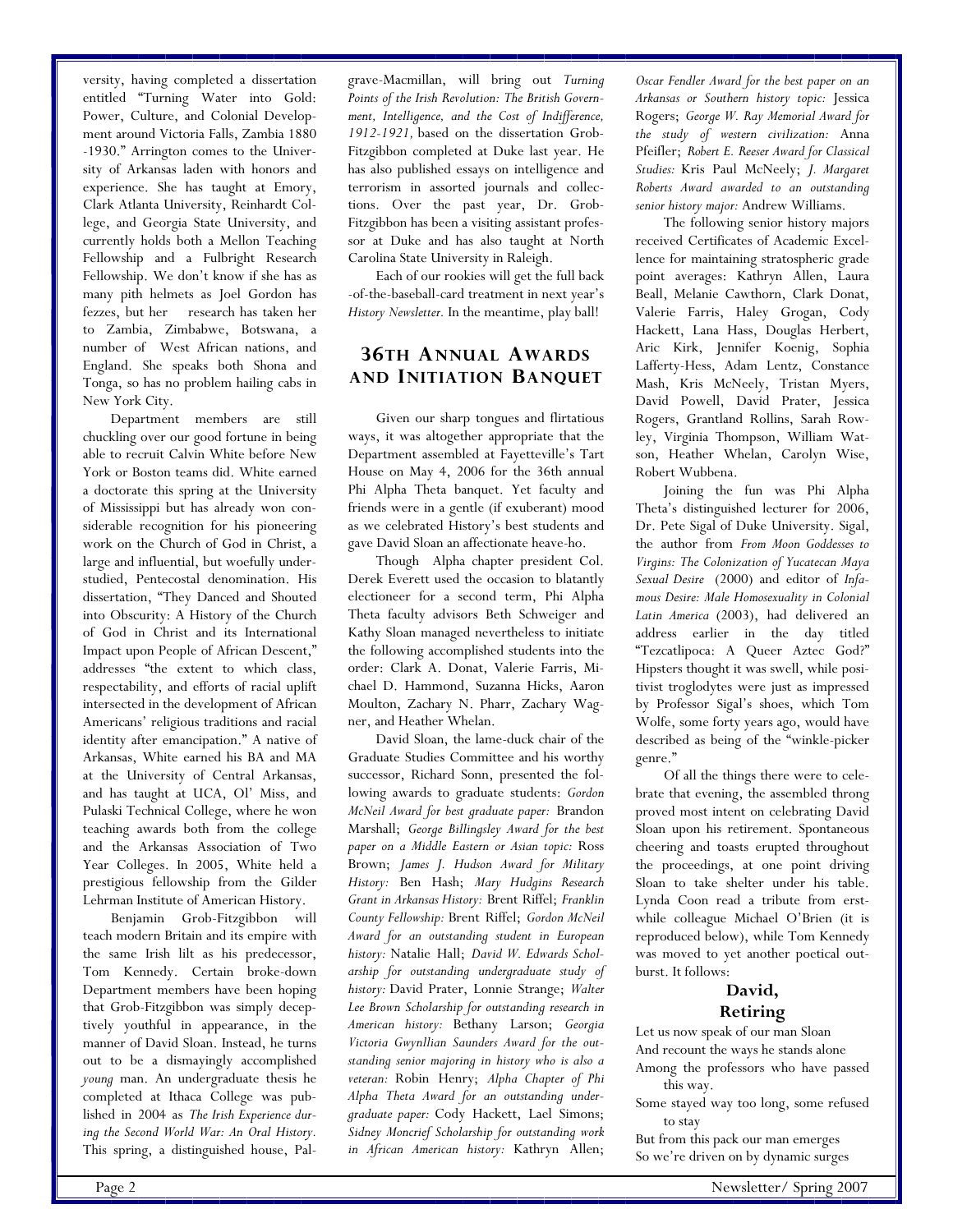versity, having completed a dissertation entitled "Turning Water into Gold: Power, Culture, and Colonial Development around Victoria Falls, Zambia 1880-1930." Arrington comes to the University of Arkansas laden with honors and experience. She has taught at Emory, Clark Atlanta University, Reinhardt College, and Georgia State University, and currently holds both a Mellon Teaching Fellowship and a Fulbright Research Fellowship. We don't know if she has as many pith helmets as Joel Gordon has fezzes, but her research has taken her to Zambia, Zimbabwe, Botswana, a number of West African nations, and England. She speaks both Shona and Tonga, so has no problem hailing cabs in New York City.

Department members are still chuckling over our good fortune in being able to recruit Calvin White before New York or Boston teams did. White earned a doctorate this spring at the University of Mississippi but has already won considerable recognition for his pioneering work on the Church of God in Christ, a large and influential, but woefully understudied, Pentecostal denomination. His dissertation, "They Danced and Shouted into Obscurity: A History of the Church of God in Christ and its International Impact upon People of African Descent," addresses "the extent to which class, respectability, and efforts of racial uplift intersected in the development of African Americans' religious traditions and racial identity after emancipation." A native of Arkansas, White earned his BA and MA at the University of Central Arkansas, and has taught at UCA, Ol' Miss, and Pulaski Technical College, where he won teaching awards both from the college and the Arkansas Association of Two Year Colleges. In 2005, White held a prestigious fellowship from the Gilder Lehrman Institute of American History.

Benjamin Grob-Fitzgibbon will teach modern Britain and its empire with the same Irish lilt as his predecessor, Tom Kennedy. Certain broke-down Department members have been hoping that Grob-Fitzgibbon was simply deceptively youthful in appearance, in the manner of David Sloan. Instead, he turns out to be a dismayingly accomplished *young* man. An undergraduate thesis he completed at Ithaca College was published in 2004 as *The Irish Experience during the Second World War: An Oral History*. This spring, a distinguished house, Palgrave-Macmillan, will bring out *Turning Points of the Irish Revolution: The British Government, Intelligence, and the Cost of Indifference, 1912-1921,* based on the dissertation Grob-Fitzgibbon completed at Duke last year. He has also published essays on intelligence and terrorism in assorted journals and collections. Over the past year, Dr. Grob-Fitzgibbon has been a visiting assistant professor at Duke and has also taught at North Carolina State University in Raleigh.

Each of our rookies will get the full back-of-the-baseball-card treatment in next year's *History Newsletter.* In the meantime, play ball!

## 36th Annual Awards and Initiation Banquet

Given our sharp tongues and flirtatious ways, it was altogether appropriate that the Department assembled at Fayetteville's Tart House on May 4, 2006 for the 36th annual Phi Alpha Theta banquet. Yet faculty and friends were in a gentle (if exuberant) mood as we celebrated History's best students and gave David Sloan an affectionate heave-ho.

Though Alpha chapter president Col. Derek Everett used the occasion to blatantly electioneer for a second term, Phi Alpha Theta faculty advisors Beth Schweiger and Kathy Sloan managed nevertheless to initiate the following accomplished students into the order: Clark A. Donat, Valerie Farris, Michael D. Hammond, Suzanna Hicks, Aaron Moulton, Zachary N. Pharr, Zachary Wagner, and Heather Whelan.

David Sloan, the lame-duck chair of the Graduate Studies Committee and his worthy successor, Richard Sonn, presented the following awards to graduate students: *Gordon McNeil Award for best graduate paper:* Brandon Marshall; *George Billingsley Award for the best paper on a Middle Eastern or Asian topic:* Ross Brown; *James J. Hudson Award for Military History:* Ben Hash; *Mary Hudgins Research Grant in Arkansas History:* Brent Riffel; *Franklin County Fellowship:* Brent Riffel; *Gordon McNeil Award for an outstanding student in European history:* Natalie Hall; *David W. Edwards Scholarship for outstanding undergraduate study of history:* David Prater, Lonnie Strange; *Walter Lee Brown Scholarship for outstanding research in American history:* Bethany Larson; *Georgia Victoria Gwynllian Saunders Award for the outstanding senior majoring in history who is also a veteran:* Robin Henry; *Alpha Chapter of Phi Alpha Theta Award for an outstanding undergraduate paper:* Cody Hackett, Lael Simons; *Sidney Moncrief Scholarship for outstanding work in African American history:* Kathryn Allen; *Oscar Fendler Award for the best paper on an Arkansas or Southern history topic:* Jessica Rogers; *George W. Ray Memorial Award for the study of western civilization:* Anna Pfeifler; *Robert E. Reeser Award for Classical Studies:* Kris Paul McNeely; *J. Margaret Roberts Award awarded to an outstanding senior history major:* Andrew Williams.

The following senior history majors received Certificates of Academic Excellence for maintaining stratospheric grade point averages: Kathryn Allen, Laura Beall, Melanie Cawthorn, Clark Donat, Valerie Farris, Haley Grogan, Cody Hackett, Lana Hass, Douglas Herbert, Aric Kirk, Jennifer Koenig, Sophia Lafferty-Hess, Adam Lentz, Constance Mash, Kris McNeely, Tristan Myers, David Powell, David Prater, Jessica Rogers, Grantland Rollins, Sarah Rowley, Virginia Thompson, William Watson, Heather Whelan, Carolyn Wise, Robert Wubbena.

Joining the fun was Phi Alpha Theta's distinguished lecturer for 2006, Dr. Pete Sigal of Duke University. Sigal, the author from *From Moon Goddesses to Virgins: The Colonization of Yucatecan Maya Sexual Desire* (2000) and editor of *Infamous Desire: Male Homosexuality in Colonial Latin America* (2003), had delivered an address earlier in the day titled "Tezcatlipoca: A Queer Aztec God?" Hipsters thought it was swell, while positivist troglodytes were just as impressed by Professor Sigal's shoes, which Tom Wolfe, some forty years ago, would have described as being of the "winkle-picker genre."

Of all the things there were to celebrate that evening, the assembled throng proved most intent on celebrating David Sloan upon his retirement. Spontaneous cheering and toasts erupted throughout the proceedings, at one point driving Sloan to take shelter under his table. Lynda Coon read a tribute from erstwhile colleague Michael O'Brien (it is reproduced below), while Tom Kennedy was moved to yet another poetical outburst. It follows:

### David, Retiring

Let us now speak of our man Sloan  
And recount the ways he stands alone  
Among the professors who have passed this way.  
Some stayed way too long, some refused to stay  
But from this pack our man emerges  
So we're driven on by dynamic surges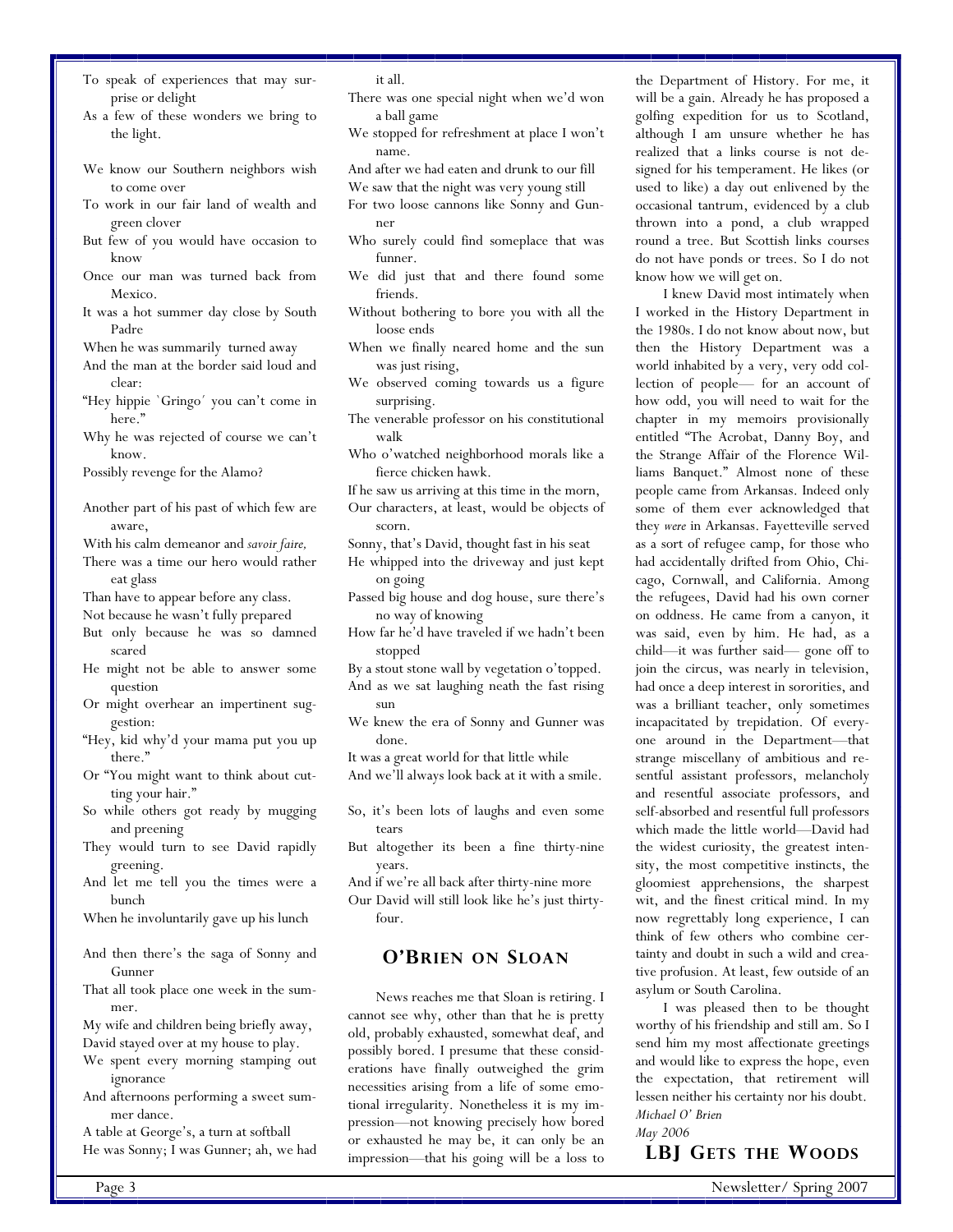To speak of experiences that may surprise or delight
As a few of these wonders we bring to the light.

We know our Southern neighbors wish to come over
To work in our fair land of wealth and green clover
But few of you would have occasion to know
Once our man was turned back from Mexico.
It was a hot summer day close by South Padre
When he was summarily turned away
And the man at the border said loud and clear:
"Hey hippie `Gringo´ you can't come in here."
Why he was rejected of course we can't know.
Possibly revenge for the Alamo?

Another part of his past of which few are aware,
With his calm demeanor and *savoir faire,*
There was a time our hero would rather eat glass
Than have to appear before any class.
Not because he wasn't fully prepared
But only because he was so damned scared
He might not be able to answer some question
Or might overhear an impertinent suggestion:
"Hey, kid why'd your mama put you up there."
Or "You might want to think about cutting your hair."
So while others got ready by mugging and preening
They would turn to see David rapidly greening.
And let me tell you the times were a bunch
When he involuntarily gave up his lunch

And then there's the saga of Sonny and Gunner
That all took place one week in the summer.
My wife and children being briefly away,
David stayed over at my house to play.
We spent every morning stamping out ignorance
And afternoons performing a sweet summer dance.
A table at George's, a turn at softball
He was Sonny; I was Gunner; ah, we had it all.
There was one special night when we'd won a ball game
We stopped for refreshment at place I won't name.
And after we had eaten and drunk to our fill
We saw that the night was very young still
For two loose cannons like Sonny and Gunner
Who surely could find someplace that was funner.
We did just that and there found some friends.
Without bothering to bore you with all the loose ends
When we finally neared home and the sun was just rising,
We observed coming towards us a figure surprising.
The venerable professor on his constitutional walk
Who o'watched neighborhood morals like a fierce chicken hawk.
If he saw us arriving at this time in the morn,
Our characters, at least, would be objects of scorn.
Sonny, that's David, thought fast in his seat
He whipped into the driveway and just kept on going
Passed big house and dog house, sure there's no way of knowing
How far he'd have traveled if we hadn't been stopped
By a stout stone wall by vegetation o'topped.
And as we sat laughing neath the fast rising sun
We knew the era of Sonny and Gunner was done.
It was a great world for that little while
And we'll always look back at it with a smile.

So, it's been lots of laughs and even some tears
But altogether its been a fine thirty-nine years.
And if we're all back after thirty-nine more
Our David will still look like he's just thirty-four.

## O'BRIEN ON SLOAN

News reaches me that Sloan is retiring. I cannot see why, other than that he is pretty old, probably exhausted, somewhat deaf, and possibly bored. I presume that these considerations have finally outweighed the grim necessities arising from a life of some emotional irregularity. Nonetheless it is my impression—not knowing precisely how bored or exhausted he may be, it can only be an impression—that his going will be a loss to the Department of History. For me, it will be a gain. Already he has proposed a golfing expedition for us to Scotland, although I am unsure whether he has realized that a links course is not designed for his temperament. He likes (or used to like) a day out enlivened by the occasional tantrum, evidenced by a club thrown into a pond, a club wrapped round a tree. But Scottish links courses do not have ponds or trees. So I do not know how we will get on.

I knew David most intimately when I worked in the History Department in the 1980s. I do not know about now, but then the History Department was a world inhabited by a very, very odd collection of people— for an account of how odd, you will need to wait for the chapter in my memoirs provisionally entitled "The Acrobat, Danny Boy, and the Strange Affair of the Florence Williams Banquet." Almost none of these people came from Arkansas. Indeed only some of them ever acknowledged that they *were* in Arkansas. Fayetteville served as a sort of refugee camp, for those who had accidentally drifted from Ohio, Chicago, Cornwall, and California. Among the refugees, David had his own corner on oddness. He came from a canyon, it was said, even by him. He had, as a child—it was further said— gone off to join the circus, was nearly in television, had once a deep interest in sororities, and was a brilliant teacher, only sometimes incapacitated by trepidation. Of everyone around in the Department—that strange miscellany of ambitious and resentful assistant professors, melancholy and resentful associate professors, and self-absorbed and resentful full professors which made the little world—David had the widest curiosity, the greatest intensity, the most competitive instincts, the gloomiest apprehensions, the sharpest wit, and the finest critical mind. In my now regrettably long experience, I can think of few others who combine certainty and doubt in such a wild and creative profusion. At least, few outside of an asylum or South Carolina.

I was pleased then to be thought worthy of his friendship and still am. So I send him my most affectionate greetings and would like to express the hope, even the expectation, that retirement will lessen neither his certainty nor his doubt.

*Michael O' Brien*
*May 2006*

## LBJ GETS THE WOODS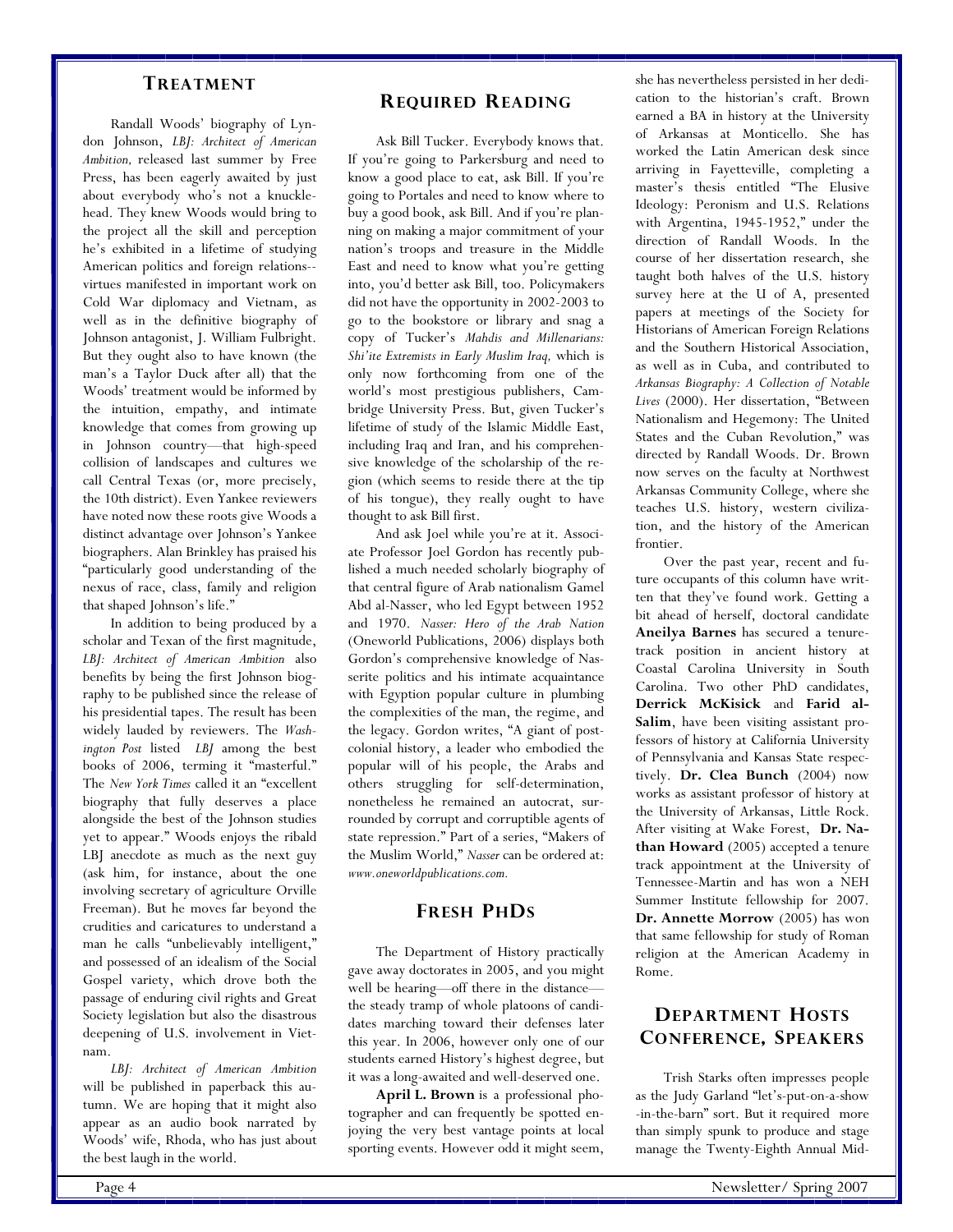## TREATMENT

Randall Woods' biography of Lyndon Johnson, *LBJ: Architect of American Ambition,* released last summer by Free Press, has been eagerly awaited by just about everybody who's not a knucklehead. They knew Woods would bring to the project all the skill and perception he's exhibited in a lifetime of studying American politics and foreign relations--virtues manifested in important work on Cold War diplomacy and Vietnam, as well as in the definitive biography of Johnson antagonist, J. William Fulbright. But they ought also to have known (the man's a Taylor Duck after all) that the Woods' treatment would be informed by the intuition, empathy, and intimate knowledge that comes from growing up in Johnson country—that high-speed collision of landscapes and cultures we call Central Texas (or, more precisely, the 10th district). Even Yankee reviewers have noted now these roots give Woods a distinct advantage over Johnson's Yankee biographers. Alan Brinkley has praised his "particularly good understanding of the nexus of race, class, family and religion that shaped Johnson's life."

In addition to being produced by a scholar and Texan of the first magnitude, *LBJ: Architect of American Ambition* also benefits by being the first Johnson biography to be published since the release of his presidential tapes. The result has been widely lauded by reviewers. The *Washington Post* listed *LBJ* among the best books of 2006, terming it "masterful." The *New York Times* called it an "excellent biography that fully deserves a place alongside the best of the Johnson studies yet to appear." Woods enjoys the ribald LBJ anecdote as much as the next guy (ask him, for instance, about the one involving secretary of agriculture Orville Freeman). But he moves far beyond the crudities and caricatures to understand a man he calls "unbelievably intelligent," and possessed of an idealism of the Social Gospel variety, which drove both the passage of enduring civil rights and Great Society legislation but also the disastrous deepening of U.S. involvement in Vietnam.

*LBJ: Architect of American Ambition* will be published in paperback this autumn. We are hoping that it might also appear as an audio book narrated by Woods' wife, Rhoda, who has just about the best laugh in the world.

## REQUIRED READING

Ask Bill Tucker. Everybody knows that. If you're going to Parkersburg and need to know a good place to eat, ask Bill. If you're going to Portales and need to know where to buy a good book, ask Bill. And if you're planning on making a major commitment of your nation's troops and treasure in the Middle East and need to know what you're getting into, you'd better ask Bill, too. Policymakers did not have the opportunity in 2002-2003 to go to the bookstore or library and snag a copy of Tucker's *Mahdis and Millenarians: Shi'ite Extremists in Early Muslim Iraq,* which is only now forthcoming from one of the world's most prestigious publishers, Cambridge University Press. But, given Tucker's lifetime of study of the Islamic Middle East, including Iraq and Iran, and his comprehensive knowledge of the scholarship of the region (which seems to reside there at the tip of his tongue), they really ought to have thought to ask Bill first.

And ask Joel while you're at it. Associate Professor Joel Gordon has recently published a much needed scholarly biography of that central figure of Arab nationalism Gamel Abd al-Nasser, who led Egypt between 1952 and 1970. *Nasser: Hero of the Arab Nation* (Oneworld Publications, 2006) displays both Gordon's comprehensive knowledge of Nasserite politics and his intimate acquaintance with Egyption popular culture in plumbing the complexities of the man, the regime, and the legacy. Gordon writes, "A giant of post-colonial history, a leader who embodied the popular will of his people, the Arabs and others struggling for self-determination, nonetheless he remained an autocrat, surrounded by corrupt and corruptible agents of state repression." Part of a series, "Makers of the Muslim World," *Nasser* can be ordered at: *www.oneworldpublications.com.*

## FRESH PHDS

The Department of History practically gave away doctorates in 2005, and you might well be hearing—off there in the distance—the steady tramp of whole platoons of candidates marching toward their defenses later this year. In 2006, however only one of our students earned History's highest degree, but it was a long-awaited and well-deserved one.

**April L. Brown** is a professional photographer and can frequently be spotted enjoying the very best vantage points at local sporting events. However odd it might seem, she has nevertheless persisted in her dedication to the historian's craft. Brown earned a BA in history at the University of Arkansas at Monticello. She has worked the Latin American desk since arriving in Fayetteville, completing a master's thesis entitled "The Elusive Ideology: Peronism and U.S. Relations with Argentina, 1945-1952," under the direction of Randall Woods. In the course of her dissertation research, she taught both halves of the U.S. history survey here at the U of A, presented papers at meetings of the Society for Historians of American Foreign Relations and the Southern Historical Association, as well as in Cuba, and contributed to *Arkansas Biography: A Collection of Notable Lives* (2000). Her dissertation, "Between Nationalism and Hegemony: The United States and the Cuban Revolution," was directed by Randall Woods. Dr. Brown now serves on the faculty at Northwest Arkansas Community College, where she teaches U.S. history, western civilization, and the history of the American frontier.

Over the past year, recent and future occupants of this column have written that they've found work. Getting a bit ahead of herself, doctoral candidate **Aneilya Barnes** has secured a tenure-track position in ancient history at Coastal Carolina University in South Carolina. Two other PhD candidates, **Derrick McKisick** and **Farid al-Salim**, have been visiting assistant professors of history at California University of Pennsylvania and Kansas State respectively. **Dr. Clea Bunch** (2004) now works as assistant professor of history at the University of Arkansas, Little Rock. After visiting at Wake Forest, **Dr. Nathan Howard** (2005) accepted a tenure track appointment at the University of Tennessee-Martin and has won a NEH Summer Institute fellowship for 2007. **Dr. Annette Morrow** (2005) has won that same fellowship for study of Roman religion at the American Academy in Rome.

## DEPARTMENT HOSTS CONFERENCE, SPEAKERS

Trish Starks often impresses people as the Judy Garland "let's-put-on-a-show-in-the-barn" sort. But it required more than simply spunk to produce and stage manage the Twenty-Eighth Annual Mid-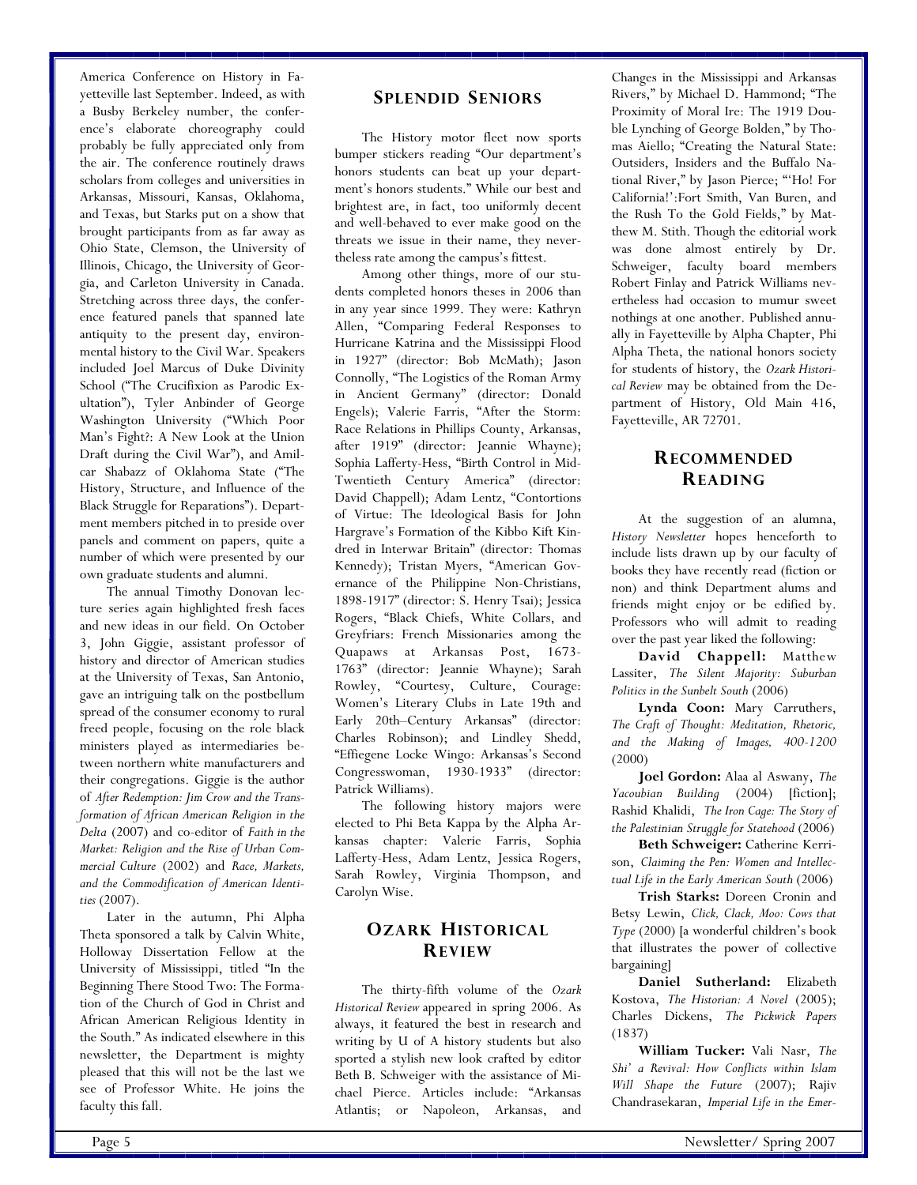America Conference on History in Fayetteville last September. Indeed, as with a Busby Berkeley number, the conference's elaborate choreography could probably be fully appreciated only from the air. The conference routinely draws scholars from colleges and universities in Arkansas, Missouri, Kansas, Oklahoma, and Texas, but Starks put on a show that brought participants from as far away as Ohio State, Clemson, the University of Illinois, Chicago, the University of Georgia, and Carleton University in Canada. Stretching across three days, the conference featured panels that spanned late antiquity to the present day, environmental history to the Civil War. Speakers included Joel Marcus of Duke Divinity School ("The Crucifixion as Parodic Exultation"), Tyler Anbinder of George Washington University ("Which Poor Man's Fight?: A New Look at the Union Draft during the Civil War"), and Amilcar Shabazz of Oklahoma State ("The History, Structure, and Influence of the Black Struggle for Reparations"). Department members pitched in to preside over panels and comment on papers, quite a number of which were presented by our own graduate students and alumni.

The annual Timothy Donovan lecture series again highlighted fresh faces and new ideas in our field. On October 3, John Giggie, assistant professor of history and director of American studies at the University of Texas, San Antonio, gave an intriguing talk on the postbellum spread of the consumer economy to rural freed people, focusing on the role black ministers played as intermediaries between northern white manufacturers and their congregations. Giggie is the author of *After Redemption: Jim Crow and the Transformation of African American Religion in the Delta* (2007) and co-editor of *Faith in the Market: Religion and the Rise of Urban Commercial Culture* (2002) and *Race, Markets, and the Commodification of American Identities* (2007).

Later in the autumn, Phi Alpha Theta sponsored a talk by Calvin White, Holloway Dissertation Fellow at the University of Mississippi, titled "In the Beginning There Stood Two: The Formation of the Church of God in Christ and African American Religious Identity in the South." As indicated elsewhere in this newsletter, the Department is mighty pleased that this will not be the last we see of Professor White. He joins the faculty this fall.

## SPLENDID SENIORS

The History motor fleet now sports bumper stickers reading "Our department's honors students can beat up your department's honors students." While our best and brightest are, in fact, too uniformly decent and well-behaved to ever make good on the threats we issue in their name, they nevertheless rate among the campus's fittest.

Among other things, more of our students completed honors theses in 2006 than in any year since 1999. They were: Kathryn Allen, "Comparing Federal Responses to Hurricane Katrina and the Mississippi Flood in 1927" (director: Bob McMath); Jason Connolly, "The Logistics of the Roman Army in Ancient Germany" (director: Donald Engels); Valerie Farris, "After the Storm: Race Relations in Phillips County, Arkansas, after 1919" (director: Jeannie Whayne); Sophia Lafferty-Hess, "Birth Control in Mid-Twentieth Century America" (director: David Chappell); Adam Lentz, "Contortions of Virtue: The Ideological Basis for John Hargrave's Formation of the Kibbo Kift Kindred in Interwar Britain" (director: Thomas Kennedy); Tristan Myers, "American Governance of the Philippine Non-Christians, 1898-1917" (director: S. Henry Tsai); Jessica Rogers, "Black Chiefs, White Collars, and Greyfriars: French Missionaries among the Quapaws at Arkansas Post, 1673-1763" (director: Jeannie Whayne); Sarah Rowley, "Courtesy, Culture, Courage: Women's Literary Clubs in Late 19th and Early 20th–Century Arkansas" (director: Charles Robinson); and Lindley Shedd, "Effiegene Locke Wingo: Arkansas's Second Congresswoman, 1930-1933" (director: Patrick Williams).

The following history majors were elected to Phi Beta Kappa by the Alpha Arkansas chapter: Valerie Farris, Sophia Lafferty-Hess, Adam Lentz, Jessica Rogers, Sarah Rowley, Virginia Thompson, and Carolyn Wise.

## OZARK HISTORICAL REVIEW

The thirty-fifth volume of the *Ozark Historical Review* appeared in spring 2006. As always, it featured the best in research and writing by U of A history students but also sported a stylish new look crafted by editor Beth B. Schweiger with the assistance of Michael Pierce. Articles include: "Arkansas Atlantis; or Napoleon, Arkansas, and Changes in the Mississippi and Arkansas Rivers," by Michael D. Hammond; "The Proximity of Moral Ire: The 1919 Double Lynching of George Bolden," by Thomas Aiello; "Creating the Natural State: Outsiders, Insiders and the Buffalo National River," by Jason Pierce; "'Ho! For California!':Fort Smith, Van Buren, and the Rush To the Gold Fields," by Matthew M. Stith. Though the editorial work was done almost entirely by Dr. Schweiger, faculty board members Robert Finlay and Patrick Williams nevertheless had occasion to mumur sweet nothings at one another. Published annually in Fayetteville by Alpha Chapter, Phi Alpha Theta, the national honors society for students of history, the *Ozark Historical Review* may be obtained from the Department of History, Old Main 416, Fayetteville, AR 72701.

## RECOMMENDED READING

At the suggestion of an alumna, *History Newsletter* hopes henceforth to include lists drawn up by our faculty of books they have recently read (fiction or non) and think Department alums and friends might enjoy or be edified by. Professors who will admit to reading over the past year liked the following:

**David Chappell:** Matthew Lassiter, *The Silent Majority: Suburban Politics in the Sunbelt South* (2006)

**Lynda Coon:** Mary Carruthers, *The Craft of Thought: Meditation, Rhetoric, and the Making of Images, 400-1200* (2000)

**Joel Gordon:** Alaa al Aswany, *The Yacoubian Building* (2004) [fiction]; Rashid Khalidi, *The Iron Cage: The Story of the Palestinian Struggle for Statehood* (2006)

**Beth Schweiger:** Catherine Kerrison, *Claiming the Pen: Women and Intellectual Life in the Early American South* (2006)

**Trish Starks:** Doreen Cronin and Betsy Lewin, *Click, Clack, Moo: Cows that Type* (2000) [a wonderful children's book that illustrates the power of collective bargaining]

**Daniel Sutherland:** Elizabeth Kostova, *The Historian: A Novel* (2005); Charles Dickens, *The Pickwick Papers* (1837)

**William Tucker:** Vali Nasr, *The Shi' a Revival: How Conflicts within Islam Will Shape the Future* (2007); Rajiv Chandrasekaran, *Imperial Life in the Emer-*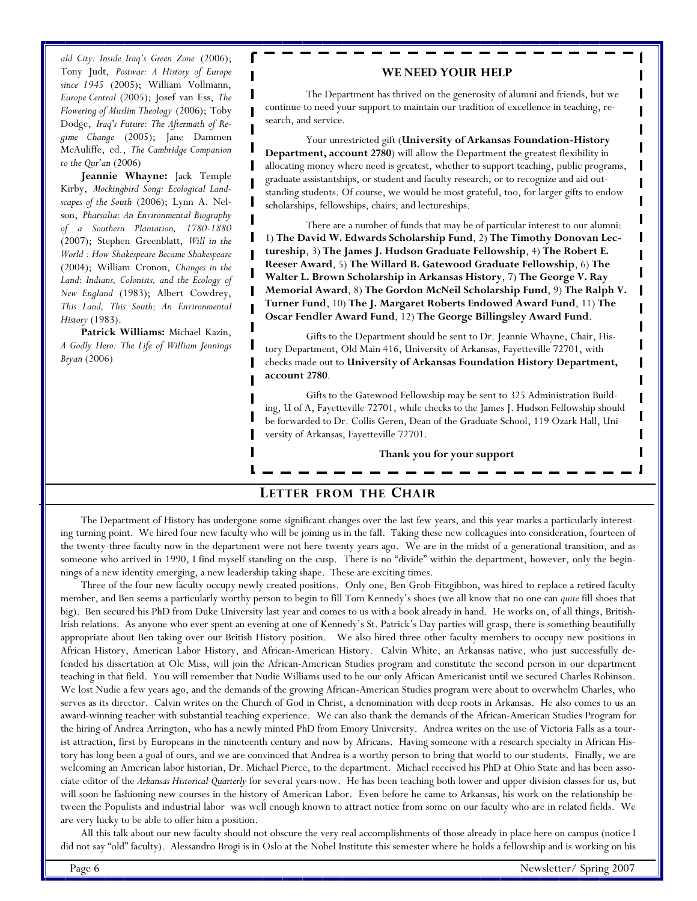*ald City: Inside Iraq's Green Zone* (2006); Tony Judt, *Postwar: A History of Europe since 1945* (2005); William Vollmann, *Europe Central* (2005); Josef van Ess, *The Flowering of Muslim Theology* (2006); Toby Dodge, *Iraq's Future: The Aftermath of Regime Change* (2005); Jane Dammen McAuliffe, ed., *The Cambridge Companion to the Qur'an* (2006)

**Jeannie Whayne:** Jack Temple Kirby, *Mockingbird Song: Ecological Landscapes of the South* (2006); Lynn A. Nelson, *Pharsalia: An Environmental Biography of a Southern Plantation, 1780-1880* (2007); Stephen Greenblatt, *Will in the World : How Shakespeare Became Shakespeare* (2004); William Cronon, *Changes in the Land: Indians, Colonists, and the Ecology of New England* (1983); Albert Cowdrey, *This Land, This South; An Environmental History* (1983).

**Patrick Williams:** Michael Kazin, *A Godly Hero: The Life of William Jennings Bryan* (2006)

## WE NEED YOUR HELP

The Department has thrived on the generosity of alumni and friends, but we continue to need your support to maintain our tradition of excellence in teaching, research, and service.

Your unrestricted gift (**University of Arkansas Foundation-History Department, account 2780**) will allow the Department the greatest flexibility in allocating money where need is greatest, whether to support teaching, public programs, graduate assistantships, or student and faculty research, or to recognize and aid outstanding students. Of course, we would be most grateful, too, for larger gifts to endow scholarships, fellowships, chairs, and lectureships.

There are a number of funds that may be of particular interest to our alumni: 1) **The David W. Edwards Scholarship Fund**, 2) **The Timothy Donovan Lectureship**, 3) **The James J. Hudson Graduate Fellowship**, 4) **The Robert E. Reeser Award**, 5) **The Willard B. Gatewood Graduate Fellowship**, 6) **The Walter L. Brown Scholarship in Arkansas History**, 7) **The George V. Ray Memorial Award**, 8) **The Gordon McNeil Scholarship Fund**, 9) **The Ralph V. Turner Fund**, 10) **The J. Margaret Roberts Endowed Award Fund**, 11) **The Oscar Fendler Award Fund**, 12) **The George Billingsley Award Fund**.

Gifts to the Department should be sent to Dr. Jeannie Whayne, Chair, History Department, Old Main 416, University of Arkansas, Fayetteville 72701, with checks made out to **University of Arkansas Foundation History Department, account 2780**.

Gifts to the Gatewood Fellowship may be sent to 325 Administration Building, U of A, Fayetteville 72701, while checks to the James J. Hudson Fellowship should be forwarded to Dr. Collis Geren, Dean of the Graduate School, 119 Ozark Hall, University of Arkansas, Fayetteville 72701.

**Thank you for your support**

## LETTER FROM THE CHAIR

The Department of History has undergone some significant changes over the last few years, and this year marks a particularly interesting turning point. We hired four new faculty who will be joining us in the fall. Taking these new colleagues into consideration, fourteen of the twenty-three faculty now in the department were not here twenty years ago. We are in the midst of a generational transition, and as someone who arrived in 1990, I find myself standing on the cusp. There is no "divide" within the department, however, only the beginnings of a new identity emerging, a new leadership taking shape. These are exciting times.

Three of the four new faculty occupy newly created positions. Only one, Ben Grob-Fitzgibbon, was hired to replace a retired faculty member, and Ben seems a particularly worthy person to begin to fill Tom Kennedy's shoes (we all know that no one can *quite* fill shoes that big). Ben secured his PhD from Duke University last year and comes to us with a book already in hand. He works on, of all things, British-Irish relations. As anyone who ever spent an evening at one of Kennedy's St. Patrick's Day parties will grasp, there is something beautifully appropriate about Ben taking over our British History position. We also hired three other faculty members to occupy new positions in African History, American Labor History, and African-American History. Calvin White, an Arkansas native, who just successfully defended his dissertation at Ole Miss, will join the African-American Studies program and constitute the second person in our department teaching in that field. You will remember that Nudie Williams used to be our only African Americanist until we secured Charles Robinson. We lost Nudie a few years ago, and the demands of the growing African-American Studies program were about to overwhelm Charles, who serves as its director. Calvin writes on the Church of God in Christ, a denomination with deep roots in Arkansas. He also comes to us an award-winning teacher with substantial teaching experience. We can also thank the demands of the African-American Studies Program for the hiring of Andrea Arrington, who has a newly minted PhD from Emory University. Andrea writes on the use of Victoria Falls as a tourist attraction, first by Europeans in the nineteenth century and now by Africans. Having someone with a research specialty in African History has long been a goal of ours, and we are convinced that Andrea is a worthy person to bring that world to our students. Finally, we are welcoming an American labor historian, Dr. Michael Pierce, to the department. Michael received his PhD at Ohio State and has been associate editor of the *Arkansas Historical Quarterly* for several years now. He has been teaching both lower and upper division classes for us, but will soon be fashioning new courses in the history of American Labor. Even before he came to Arkansas, his work on the relationship between the Populists and industrial labor was well enough known to attract notice from some on our faculty who are in related fields. We are very lucky to be able to offer him a position.

All this talk about our new faculty should not obscure the very real accomplishments of those already in place here on campus (notice I did not say "old" faculty). Alessandro Brogi is in Oslo at the Nobel Institute this semester where he holds a fellowship and is working on his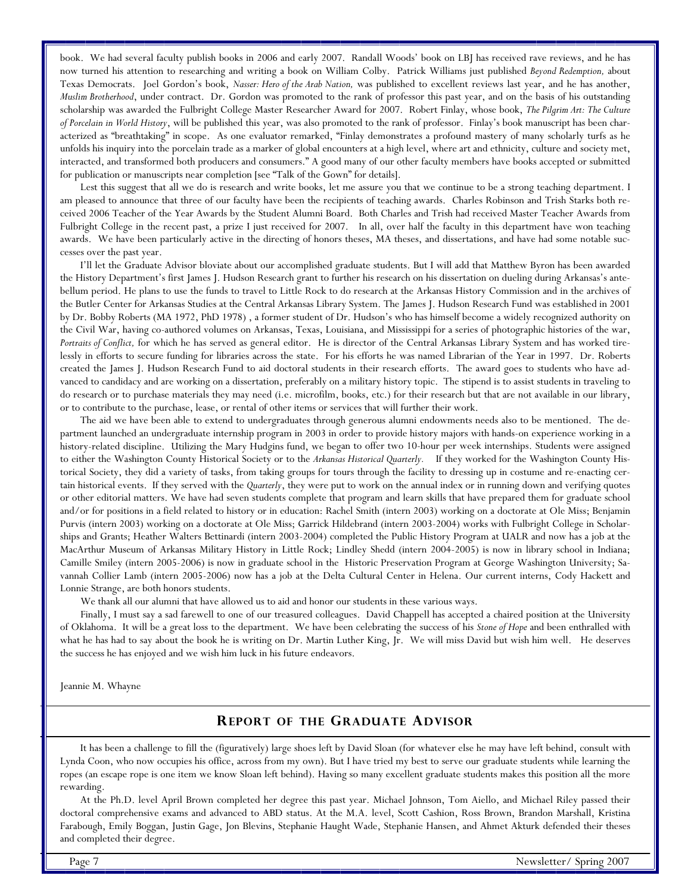book. We had several faculty publish books in 2006 and early 2007. Randall Woods' book on LBJ has received rave reviews, and he has now turned his attention to researching and writing a book on William Colby. Patrick Williams just published *Beyond Redemption,* about Texas Democrats. Joel Gordon's book, *Nasser: Hero of the Arab Nation,* was published to excellent reviews last year, and he has another, *Muslim Brotherhood*, under contract. Dr. Gordon was promoted to the rank of professor this past year, and on the basis of his outstanding scholarship was awarded the Fulbright College Master Researcher Award for 2007. Robert Finlay, whose book, *The Pilgrim Art: The Culture of Porcelain in World History*, will be published this year, was also promoted to the rank of professor. Finlay's book manuscript has been characterized as "breathtaking" in scope. As one evaluator remarked, "Finlay demonstrates a profound mastery of many scholarly turfs as he unfolds his inquiry into the porcelain trade as a marker of global encounters at a high level, where art and ethnicity, culture and society met, interacted, and transformed both producers and consumers." A good many of our other faculty members have books accepted or submitted for publication or manuscripts near completion [see "Talk of the Gown" for details].

Lest this suggest that all we do is research and write books, let me assure you that we continue to be a strong teaching department. I am pleased to announce that three of our faculty have been the recipients of teaching awards. Charles Robinson and Trish Starks both received 2006 Teacher of the Year Awards by the Student Alumni Board. Both Charles and Trish had received Master Teacher Awards from Fulbright College in the recent past, a prize I just received for 2007. In all, over half the faculty in this department have won teaching awards. We have been particularly active in the directing of honors theses, MA theses, and dissertations, and have had some notable successes over the past year.

I'll let the Graduate Advisor bloviate about our accomplished graduate students. But I will add that Matthew Byron has been awarded the History Department's first James J. Hudson Research grant to further his research on his dissertation on dueling during Arkansas's antebellum period. He plans to use the funds to travel to Little Rock to do research at the Arkansas History Commission and in the archives of the Butler Center for Arkansas Studies at the Central Arkansas Library System. The James J. Hudson Research Fund was established in 2001 by Dr. Bobby Roberts (MA 1972, PhD 1978) , a former student of Dr. Hudson's who has himself become a widely recognized authority on the Civil War, having co-authored volumes on Arkansas, Texas, Louisiana, and Mississippi for a series of photographic histories of the war, *Portraits of Conflict,* for which he has served as general editor. He is director of the Central Arkansas Library System and has worked tirelessly in efforts to secure funding for libraries across the state. For his efforts he was named Librarian of the Year in 1997. Dr. Roberts created the James J. Hudson Research Fund to aid doctoral students in their research efforts. The award goes to students who have advanced to candidacy and are working on a dissertation, preferably on a military history topic. The stipend is to assist students in traveling to do research or to purchase materials they may need (i.e. microfilm, books, etc.) for their research but that are not available in our library, or to contribute to the purchase, lease, or rental of other items or services that will further their work.

The aid we have been able to extend to undergraduates through generous alumni endowments needs also to be mentioned. The department launched an undergraduate internship program in 2003 in order to provide history majors with hands-on experience working in a history-related discipline. Utilizing the Mary Hudgins fund, we began to offer two 10-hour per week internships. Students were assigned to either the Washington County Historical Society or to the *Arkansas Historical Quarterly*. If they worked for the Washington County Historical Society, they did a variety of tasks, from taking groups for tours through the facility to dressing up in costume and re-enacting certain historical events. If they served with the *Quarterly*, they were put to work on the annual index or in running down and verifying quotes or other editorial matters. We have had seven students complete that program and learn skills that have prepared them for graduate school and/or for positions in a field related to history or in education: Rachel Smith (intern 2003) working on a doctorate at Ole Miss; Benjamin Purvis (intern 2003) working on a doctorate at Ole Miss; Garrick Hildebrand (intern 2003-2004) works with Fulbright College in Scholarships and Grants; Heather Walters Bettinardi (intern 2003-2004) completed the Public History Program at UALR and now has a job at the MacArthur Museum of Arkansas Military History in Little Rock; Lindley Shedd (intern 2004-2005) is now in library school in Indiana; Camille Smiley (intern 2005-2006) is now in graduate school in the Historic Preservation Program at George Washington University; Savannah Collier Lamb (intern 2005-2006) now has a job at the Delta Cultural Center in Helena. Our current interns, Cody Hackett and Lonnie Strange, are both honors students.

We thank all our alumni that have allowed us to aid and honor our students in these various ways.

Finally, I must say a sad farewell to one of our treasured colleagues. David Chappell has accepted a chaired position at the University of Oklahoma. It will be a great loss to the department. We have been celebrating the success of his *Stone of Hope* and been enthralled with what he has had to say about the book he is writing on Dr. Martin Luther King, Jr. We will miss David but wish him well. He deserves the success he has enjoyed and we wish him luck in his future endeavors.

Jeannie M. Whayne

## Report of the Graduate Advisor

It has been a challenge to fill the (figuratively) large shoes left by David Sloan (for whatever else he may have left behind, consult with Lynda Coon, who now occupies his office, across from my own). But I have tried my best to serve our graduate students while learning the ropes (an escape rope is one item we know Sloan left behind). Having so many excellent graduate students makes this position all the more rewarding.

At the Ph.D. level April Brown completed her degree this past year. Michael Johnson, Tom Aiello, and Michael Riley passed their doctoral comprehensive exams and advanced to ABD status. At the M.A. level, Scott Cashion, Ross Brown, Brandon Marshall, Kristina Farabough, Emily Boggan, Justin Gage, Jon Blevins, Stephanie Haught Wade, Stephanie Hansen, and Ahmet Akturk defended their theses and completed their degree.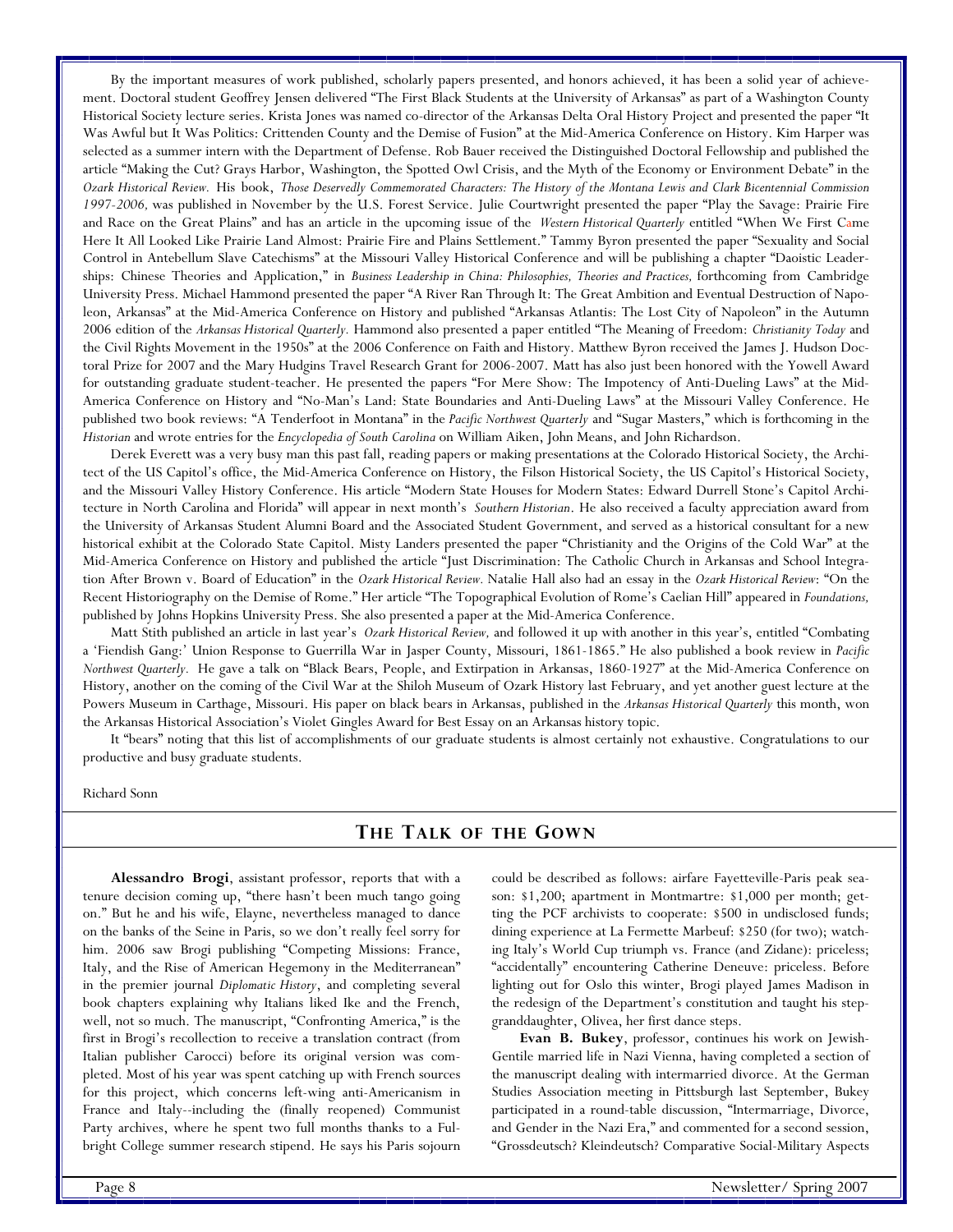By the important measures of work published, scholarly papers presented, and honors achieved, it has been a solid year of achievement. Doctoral student Geoffrey Jensen delivered "The First Black Students at the University of Arkansas" as part of a Washington County Historical Society lecture series. Krista Jones was named co-director of the Arkansas Delta Oral History Project and presented the paper "It Was Awful but It Was Politics: Crittenden County and the Demise of Fusion" at the Mid-America Conference on History. Kim Harper was selected as a summer intern with the Department of Defense. Rob Bauer received the Distinguished Doctoral Fellowship and published the article "Making the Cut? Grays Harbor, Washington, the Spotted Owl Crisis, and the Myth of the Economy or Environment Debate" in the *Ozark Historical Review.* His book, *Those Deservedly Commemorated Characters: The History of the Montana Lewis and Clark Bicentennial Commission 1997-2006,* was published in November by the U.S. Forest Service. Julie Courtwright presented the paper "Play the Savage: Prairie Fire and Race on the Great Plains" and has an article in the upcoming issue of the *Western Historical Quarterly* entitled "When We First Came Here It All Looked Like Prairie Land Almost: Prairie Fire and Plains Settlement." Tammy Byron presented the paper "Sexuality and Social Control in Antebellum Slave Catechisms" at the Missouri Valley Historical Conference and will be publishing a chapter "Daoistic Leaderships: Chinese Theories and Application," in *Business Leadership in China: Philosophies, Theories and Practices,* forthcoming from Cambridge University Press. Michael Hammond presented the paper "A River Ran Through It: The Great Ambition and Eventual Destruction of Napoleon, Arkansas" at the Mid-America Conference on History and published "Arkansas Atlantis: The Lost City of Napoleon" in the Autumn 2006 edition of the *Arkansas Historical Quarterly.* Hammond also presented a paper entitled "The Meaning of Freedom: *Christianity Today* and the Civil Rights Movement in the 1950s" at the 2006 Conference on Faith and History. Matthew Byron received the James J. Hudson Doctoral Prize for 2007 and the Mary Hudgins Travel Research Grant for 2006-2007. Matt has also just been honored with the Yowell Award for outstanding graduate student-teacher. He presented the papers "For Mere Show: The Impotency of Anti-Dueling Laws" at the Mid-America Conference on History and "No-Man's Land: State Boundaries and Anti-Dueling Laws" at the Missouri Valley Conference. He published two book reviews: "A Tenderfoot in Montana" in the *Pacific Northwest Quarterly* and "Sugar Masters," which is forthcoming in the *Historian* and wrote entries for the *Encyclopedia of South Carolina* on William Aiken, John Means, and John Richardson.

Derek Everett was a very busy man this past fall, reading papers or making presentations at the Colorado Historical Society, the Architect of the US Capitol's office, the Mid-America Conference on History, the Filson Historical Society, the US Capitol's Historical Society, and the Missouri Valley History Conference. His article "Modern State Houses for Modern States: Edward Durrell Stone's Capitol Architecture in North Carolina and Florida" will appear in next month's *Southern Historian*. He also received a faculty appreciation award from the University of Arkansas Student Alumni Board and the Associated Student Government, and served as a historical consultant for a new historical exhibit at the Colorado State Capitol. Misty Landers presented the paper "Christianity and the Origins of the Cold War" at the Mid-America Conference on History and published the article "Just Discrimination: The Catholic Church in Arkansas and School Integration After Brown v. Board of Education" in the *Ozark Historical Review*. Natalie Hall also had an essay in the *Ozark Historical Review*: "On the Recent Historiography on the Demise of Rome." Her article "The Topographical Evolution of Rome's Caelian Hill" appeared in *Foundations,* published by Johns Hopkins University Press. She also presented a paper at the Mid-America Conference.

Matt Stith published an article in last year's *Ozark Historical Review,* and followed it up with another in this year's, entitled "Combating a 'Fiendish Gang:' Union Response to Guerrilla War in Jasper County, Missouri, 1861-1865." He also published a book review in *Pacific Northwest Quarterly.* He gave a talk on "Black Bears, People, and Extirpation in Arkansas, 1860-1927" at the Mid-America Conference on History, another on the coming of the Civil War at the Shiloh Museum of Ozark History last February, and yet another guest lecture at the Powers Museum in Carthage, Missouri. His paper on black bears in Arkansas, published in the *Arkansas Historical Quarterly* this month, won the Arkansas Historical Association's Violet Gingles Award for Best Essay on an Arkansas history topic.

It "bears" noting that this list of accomplishments of our graduate students is almost certainly not exhaustive. Congratulations to our productive and busy graduate students.

Richard Sonn

## The Talk of the Gown

**Alessandro Brogi**, assistant professor, reports that with a tenure decision coming up, "there hasn't been much tango going on." But he and his wife, Elayne, nevertheless managed to dance on the banks of the Seine in Paris, so we don't really feel sorry for him. 2006 saw Brogi publishing "Competing Missions: France, Italy, and the Rise of American Hegemony in the Mediterranean" in the premier journal *Diplomatic History*, and completing several book chapters explaining why Italians liked Ike and the French, well, not so much. The manuscript, "Confronting America," is the first in Brogi's recollection to receive a translation contract (from Italian publisher Carocci) before its original version was completed. Most of his year was spent catching up with French sources for this project, which concerns left-wing anti-Americanism in France and Italy--including the (finally reopened) Communist Party archives, where he spent two full months thanks to a Fulbright College summer research stipend. He says his Paris sojourn could be described as follows: airfare Fayetteville-Paris peak season: $1,200; apartment in Montmartre: $1,000 per month; getting the PCF archivists to cooperate: $500 in undisclosed funds; dining experience at La Fermette Marbeuf: $250 (for two); watching Italy's World Cup triumph vs. France (and Zidane): priceless; "accidentally" encountering Catherine Deneuve: priceless. Before lighting out for Oslo this winter, Brogi played James Madison in the redesign of the Department's constitution and taught his step-granddaughter, Olivea, her first dance steps.

**Evan B. Bukey**, professor, continues his work on Jewish-Gentile married life in Nazi Vienna, having completed a section of the manuscript dealing with intermarried divorce. At the German Studies Association meeting in Pittsburgh last September, Bukey participated in a round-table discussion, "Intermarriage, Divorce, and Gender in the Nazi Era," and commented for a second session, "Grossdeutsch? Kleindeutsch? Comparative Social-Military Aspects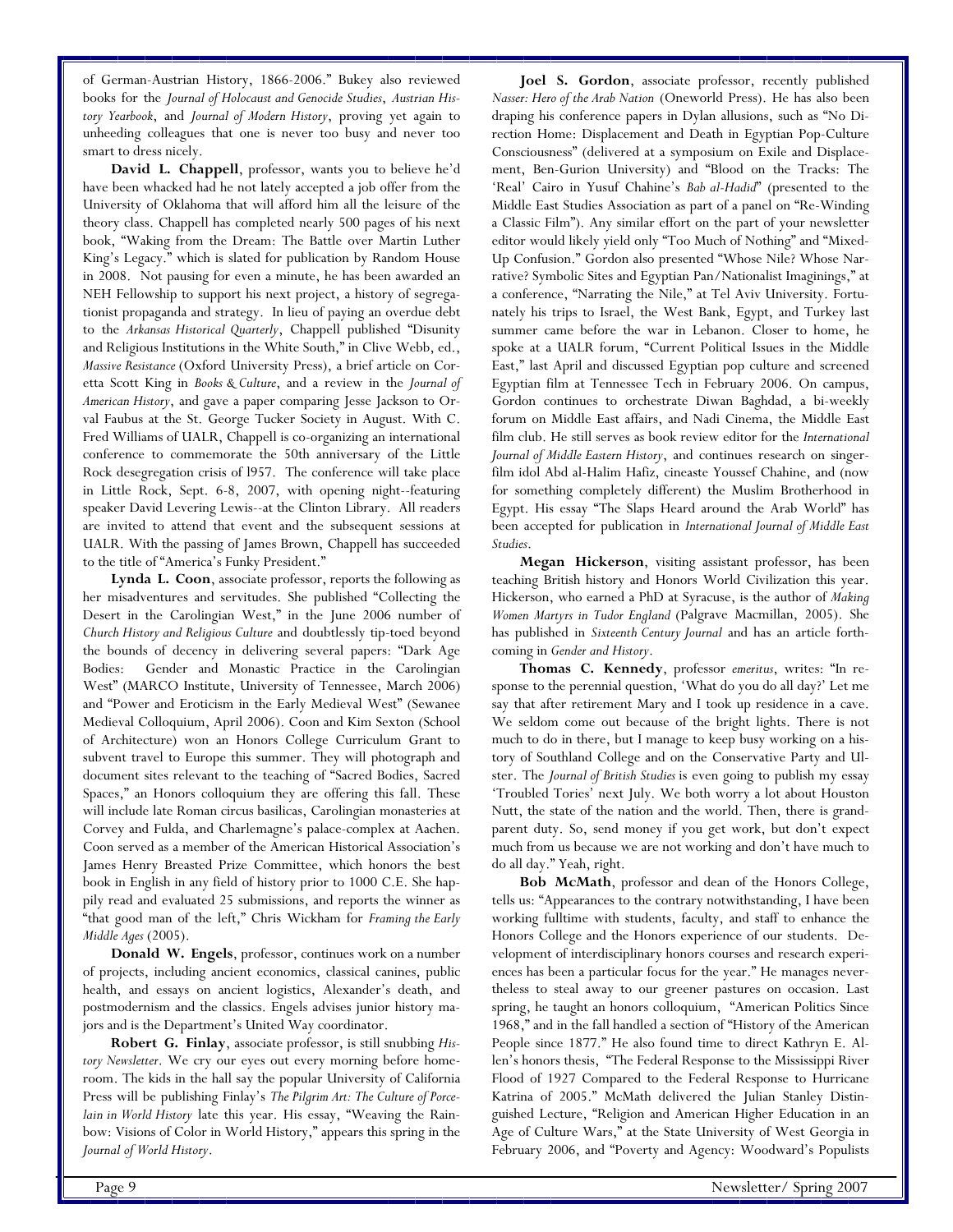of German-Austrian History, 1866-2006." Bukey also reviewed books for the *Journal of Holocaust and Genocide Studies*, *Austrian History Yearbook*, and *Journal of Modern History*, proving yet again to unheeding colleagues that one is never too busy and never too smart to dress nicely.

**David L. Chappell**, professor, wants you to believe he'd have been whacked had he not lately accepted a job offer from the University of Oklahoma that will afford him all the leisure of the theory class. Chappell has completed nearly 500 pages of his next book, "Waking from the Dream: The Battle over Martin Luther King's Legacy." which is slated for publication by Random House in 2008. Not pausing for even a minute, he has been awarded an NEH Fellowship to support his next project, a history of segregationist propaganda and strategy. In lieu of paying an overdue debt to the *Arkansas Historical Quarterly*, Chappell published "Disunity and Religious Institutions in the White South," in Clive Webb, ed., *Massive Resistance* (Oxford University Press), a brief article on Coretta Scott King in *Books & Culture*, and a review in the *Journal of American History*, and gave a paper comparing Jesse Jackson to Orval Faubus at the St. George Tucker Society in August. With C. Fred Williams of UALR, Chappell is co-organizing an international conference to commemorate the 50th anniversary of the Little Rock desegregation crisis of l957. The conference will take place in Little Rock, Sept. 6-8, 2007, with opening night--featuring speaker David Levering Lewis--at the Clinton Library. All readers are invited to attend that event and the subsequent sessions at UALR. With the passing of James Brown, Chappell has succeeded to the title of "America's Funky President."

**Lynda L. Coon**, associate professor, reports the following as her misadventures and servitudes. She published "Collecting the Desert in the Carolingian West," in the June 2006 number of *Church History and Religious Culture* and doubtlessly tip-toed beyond the bounds of decency in delivering several papers: "Dark Age Bodies: Gender and Monastic Practice in the Carolingian West" (MARCO Institute, University of Tennessee, March 2006) and "Power and Eroticism in the Early Medieval West" (Sewanee Medieval Colloquium, April 2006). Coon and Kim Sexton (School of Architecture) won an Honors College Curriculum Grant to subvent travel to Europe this summer. They will photograph and document sites relevant to the teaching of "Sacred Bodies, Sacred Spaces," an Honors colloquium they are offering this fall. These will include late Roman circus basilicas, Carolingian monasteries at Corvey and Fulda, and Charlemagne's palace-complex at Aachen. Coon served as a member of the American Historical Association's James Henry Breasted Prize Committee, which honors the best book in English in any field of history prior to 1000 C.E. She happily read and evaluated 25 submissions, and reports the winner as "that good man of the left," Chris Wickham for *Framing the Early Middle Ages* (2005).

**Donald W. Engels**, professor, continues work on a number of projects, including ancient economics, classical canines, public health, and essays on ancient logistics, Alexander's death, and postmodernism and the classics. Engels advises junior history majors and is the Department's United Way coordinator.

**Robert G. Finlay**, associate professor, is still snubbing *History Newsletter*. We cry our eyes out every morning before homeroom. The kids in the hall say the popular University of California Press will be publishing Finlay's *The Pilgrim Art: The Culture of Porcelain in World History* late this year. His essay, "Weaving the Rainbow: Visions of Color in World History," appears this spring in the *Journal of World History*.

**Joel S. Gordon**, associate professor, recently published *Nasser: Hero of the Arab Nation* (Oneworld Press). He has also been draping his conference papers in Dylan allusions, such as "No Direction Home: Displacement and Death in Egyptian Pop-Culture Consciousness" (delivered at a symposium on Exile and Displacement, Ben-Gurion University) and "Blood on the Tracks: The 'Real' Cairo in Yusuf Chahine's *Bab al-Hadid*" (presented to the Middle East Studies Association as part of a panel on "Re-Winding a Classic Film"). Any similar effort on the part of your newsletter editor would likely yield only "Too Much of Nothing" and "Mixed-Up Confusion." Gordon also presented "Whose Nile? Whose Narrative? Symbolic Sites and Egyptian Pan/Nationalist Imaginings," at a conference, "Narrating the Nile," at Tel Aviv University. Fortunately his trips to Israel, the West Bank, Egypt, and Turkey last summer came before the war in Lebanon. Closer to home, he spoke at a UALR forum, "Current Political Issues in the Middle East," last April and discussed Egyptian pop culture and screened Egyptian film at Tennessee Tech in February 2006. On campus, Gordon continues to orchestrate Diwan Baghdad, a bi-weekly forum on Middle East affairs, and Nadi Cinema, the Middle East film club. He still serves as book review editor for the *International Journal of Middle Eastern History*, and continues research on singer-film idol Abd al-Halim Hafiz, cineaste Youssef Chahine, and (now for something completely different) the Muslim Brotherhood in Egypt. His essay "The Slaps Heard around the Arab World" has been accepted for publication in *International Journal of Middle East Studies*.

**Megan Hickerson**, visiting assistant professor, has been teaching British history and Honors World Civilization this year. Hickerson, who earned a PhD at Syracuse, is the author of *Making Women Martyrs in Tudor England* (Palgrave Macmillan, 2005). She has published in *Sixteenth Century Journal* and has an article forthcoming in *Gender and History*.

**Thomas C. Kennedy**, professor *emeritus*, writes: "In response to the perennial question, 'What do you do all day?' Let me say that after retirement Mary and I took up residence in a cave. We seldom come out because of the bright lights. There is not much to do in there, but I manage to keep busy working on a history of Southland College and on the Conservative Party and Ulster. The *Journal of British Studies* is even going to publish my essay 'Troubled Tories' next July. We both worry a lot about Houston Nutt, the state of the nation and the world. Then, there is grandparent duty. So, send money if you get work, but don't expect much from us because we are not working and don't have much to do all day." Yeah, right.

**Bob McMath**, professor and dean of the Honors College, tells us: "Appearances to the contrary notwithstanding, I have been working fulltime with students, faculty, and staff to enhance the Honors College and the Honors experience of our students. Development of interdisciplinary honors courses and research experiences has been a particular focus for the year." He manages nevertheless to steal away to our greener pastures on occasion. Last spring, he taught an honors colloquium, "American Politics Since 1968," and in the fall handled a section of "History of the American People since 1877." He also found time to direct Kathryn E. Allen's honors thesis, "The Federal Response to the Mississippi River Flood of 1927 Compared to the Federal Response to Hurricane Katrina of 2005." McMath delivered the Julian Stanley Distinguished Lecture, "Religion and American Higher Education in an Age of Culture Wars," at the State University of West Georgia in February 2006, and "Poverty and Agency: Woodward's Populists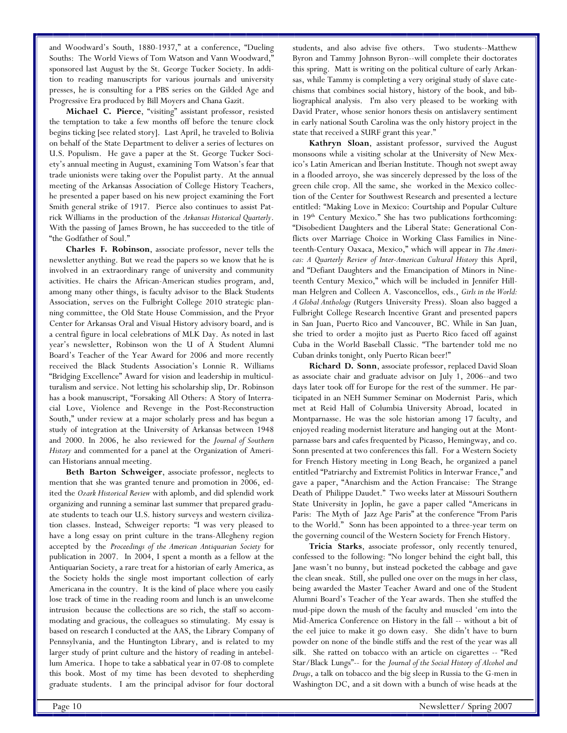and Woodward's South, 1880-1937," at a conference, "Dueling Souths: The World Views of Tom Watson and Vann Woodward," sponsored last August by the St. George Tucker Society. In addition to reading manuscripts for various journals and university presses, he is consulting for a PBS series on the Gilded Age and Progressive Era produced by Bill Moyers and Chana Gazit.

**Michael C. Pierce**, "visiting" assistant professor, resisted the temptation to take a few months off before the tenure clock begins ticking [see related story]. Last April, he traveled to Bolivia on behalf of the State Department to deliver a series of lectures on U.S. Populism. He gave a paper at the St. George Tucker Society's annual meeting in August, examining Tom Watson's fear that trade unionists were taking over the Populist party. At the annual meeting of the Arkansas Association of College History Teachers, he presented a paper based on his new project examining the Fort Smith general strike of 1917. Pierce also continues to assist Patrick Williams in the production of the *Arkansas Historical Quarterly*. With the passing of James Brown, he has succeeded to the title of "the Godfather of Soul."

**Charles F. Robinson**, associate professor, never tells the newsletter anything. But we read the papers so we know that he is involved in an extraordinary range of university and community activities. He chairs the African-American studies program, and, among many other things, is faculty advisor to the Black Students Association, serves on the Fulbright College 2010 strategic planning committee, the Old State House Commission, and the Pryor Center for Arkansas Oral and Visual History advisory board, and is a central figure in local celebrations of MLK Day. As noted in last year's newsletter, Robinson won the U of A Student Alumni Board's Teacher of the Year Award for 2006 and more recently received the Black Students Association's Lonnie R. Williams "Bridging Excellence" Award for vision and leadership in multiculturalism and service. Not letting his scholarship slip, Dr. Robinson has a book manuscript, "Forsaking All Others: A Story of Interracial Love, Violence and Revenge in the Post-Reconstruction South," under review at a major scholarly press and has begun a study of integration at the University of Arkansas between 1948 and 2000. In 2006, he also reviewed for the *Journal of Southern History* and commented for a panel at the Organization of American Historians annual meeting.

**Beth Barton Schweiger**, associate professor, neglects to mention that she was granted tenure and promotion in 2006, edited the *Ozark Historical Review* with aplomb, and did splendid work organizing and running a seminar last summer that prepared graduate students to teach our U.S. history surveys and western civilization classes. Instead, Schweiger reports: "I was very pleased to have a long essay on print culture in the trans-Allegheny region accepted by the *Proceedings of the American Antiquarian Society* for publication in 2007. In 2004, I spent a month as a fellow at the Antiquarian Society, a rare treat for a historian of early America, as the Society holds the single most important collection of early Americana in the country. It is the kind of place where you easily lose track of time in the reading room and lunch is an unwelcome intrusion because the collections are so rich, the staff so accommodating and gracious, the colleagues so stimulating. My essay is based on research I conducted at the AAS, the Library Company of Pennsylvania, and the Huntington Library, and is related to my larger study of print culture and the history of reading in antebellum America. I hope to take a sabbatical year in 07-08 to complete this book. Most of my time has been devoted to shepherding graduate students. I am the principal advisor for four doctoral students, and also advise five others. Two students--Matthew Byron and Tammy Johnson Byron--will complete their doctorates this spring. Matt is writing on the political culture of early Arkansas, while Tammy is completing a very original study of slave catechisms that combines social history, history of the book, and bibliographical analysis. I'm also very pleased to be working with David Prater, whose senior honors thesis on antislavery sentiment in early national South Carolina was the only history project in the state that received a SURF grant this year."

**Kathryn Sloan**, assistant professor, survived the August monsoons while a visiting scholar at the University of New Mexico's Latin American and Iberian Institute. Though not swept away in a flooded arroyo, she was sincerely depressed by the loss of the green chile crop. All the same, she worked in the Mexico collection of the Center for Southwest Research and presented a lecture entitled: "Making Love in Mexico: Courtship and Popular Culture in 19th Century Mexico." She has two publications forthcoming: "Disobedient Daughters and the Liberal State: Generational Conflicts over Marriage Choice in Working Class Families in Nineteenth-Century Oaxaca, Mexico," which will appear in *The Americas: A Quarterly Review of Inter-American Cultural History* this April, and "Defiant Daughters and the Emancipation of Minors in Nineteenth Century Mexico," which will be included in Jennifer Hillman Helgren and Colleen A. Vasconcellos, eds., *Girls in the World: A Global Anthology* (Rutgers University Press). Sloan also bagged a Fulbright College Research Incentive Grant and presented papers in San Juan, Puerto Rico and Vancouver, BC. While in San Juan, she tried to order a mojito just as Puerto Rico faced off against Cuba in the World Baseball Classic. "The bartender told me no Cuban drinks tonight, only Puerto Rican beer!"

**Richard D. Sonn**, associate professor, replaced David Sloan as associate chair and graduate advisor on July 1, 2006--and two days later took off for Europe for the rest of the summer. He participated in an NEH Summer Seminar on Modernist Paris, which met at Reid Hall of Columbia University Abroad, located in Montparnasse. He was the sole historian among 17 faculty, and enjoyed reading modernist literature and hanging out at the Montparnasse bars and cafes frequented by Picasso, Hemingway, and co. Sonn presented at two conferences this fall. For a Western Society for French History meeting in Long Beach, he organized a panel entitled "Patriarchy and Extremist Politics in Interwar France," and gave a paper, "Anarchism and the Action Francaise: The Strange Death of Philippe Daudet." Two weeks later at Missouri Southern State University in Joplin, he gave a paper called "Americans in Paris: The Myth of Jazz Age Paris" at the conference "From Paris to the World." Sonn has been appointed to a three-year term on the governing council of the Western Society for French History.

**Tricia Starks**, associate professor, only recently tenured, confessed to the following: "No longer behind the eight ball, this Jane wasn't no bunny, but instead pocketed the cabbage and gave the clean sneak. Still, she pulled one over on the mugs in her class, being awarded the Master Teacher Award and one of the Student Alumni Board's Teacher of the Year awards. Then she stuffed the mud-pipe down the mush of the faculty and muscled 'em into the Mid-America Conference on History in the fall -- without a bit of the eel juice to make it go down easy. She didn't have to burn powder on none of the bindle stiffs and the rest of the year was all silk. She ratted on tobacco with an article on cigarettes -- "Red Star/Black Lungs"-- for the *Journal of the Social History of Alcohol and Drugs*, a talk on tobacco and the big sleep in Russia to the G-men in Washington DC, and a sit down with a bunch of wise heads at the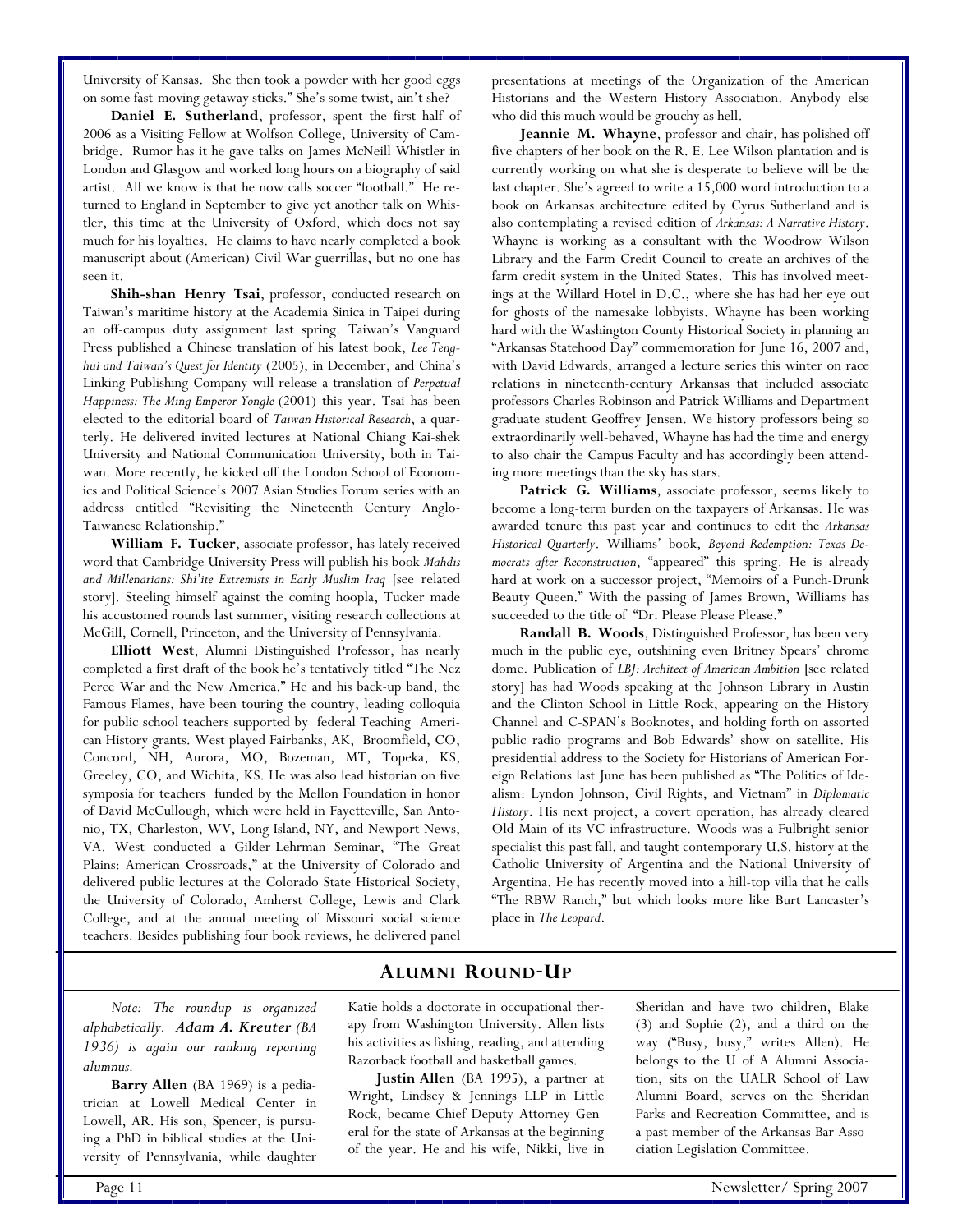University of Kansas. She then took a powder with her good eggs on some fast-moving getaway sticks." She's some twist, ain't she?

**Daniel E. Sutherland**, professor, spent the first half of 2006 as a Visiting Fellow at Wolfson College, University of Cambridge. Rumor has it he gave talks on James McNeill Whistler in London and Glasgow and worked long hours on a biography of said artist. All we know is that he now calls soccer "football." He returned to England in September to give yet another talk on Whistler, this time at the University of Oxford, which does not say much for his loyalties. He claims to have nearly completed a book manuscript about (American) Civil War guerrillas, but no one has seen it.

**Shih-shan Henry Tsai**, professor, conducted research on Taiwan's maritime history at the Academia Sinica in Taipei during an off-campus duty assignment last spring. Taiwan's Vanguard Press published a Chinese translation of his latest book, *Lee Teng-hui and Taiwan's Quest for Identity* (2005), in December, and China's Linking Publishing Company will release a translation of *Perpetual Happiness: The Ming Emperor Yongle* (2001) this year. Tsai has been elected to the editorial board of *Taiwan Historical Research*, a quarterly. He delivered invited lectures at National Chiang Kai-shek University and National Communication University, both in Taiwan. More recently, he kicked off the London School of Economics and Political Science's 2007 Asian Studies Forum series with an address entitled "Revisiting the Nineteenth Century Anglo-Taiwanese Relationship."

**William F. Tucker**, associate professor, has lately received word that Cambridge University Press will publish his book *Mahdis and Millenarians: Shi'ite Extremists in Early Muslim Iraq* [see related story]. Steeling himself against the coming hoopla, Tucker made his accustomed rounds last summer, visiting research collections at McGill, Cornell, Princeton, and the University of Pennsylvania.

**Elliott West**, Alumni Distinguished Professor, has nearly completed a first draft of the book he's tentatively titled "The Nez Perce War and the New America." He and his back-up band, the Famous Flames, have been touring the country, leading colloquia for public school teachers supported by federal Teaching American History grants. West played Fairbanks, AK, Broomfield, CO, Concord, NH, Aurora, MO, Bozeman, MT, Topeka, KS, Greeley, CO, and Wichita, KS. He was also lead historian on five symposia for teachers funded by the Mellon Foundation in honor of David McCullough, which were held in Fayetteville, San Antonio, TX, Charleston, WV, Long Island, NY, and Newport News, VA. West conducted a Gilder-Lehrman Seminar, "The Great Plains: American Crossroads," at the University of Colorado and delivered public lectures at the Colorado State Historical Society, the University of Colorado, Amherst College, Lewis and Clark College, and at the annual meeting of Missouri social science teachers. Besides publishing four book reviews, he delivered panel presentations at meetings of the Organization of the American Historians and the Western History Association. Anybody else who did this much would be grouchy as hell.

**Jeannie M. Whayne**, professor and chair, has polished off five chapters of her book on the R. E. Lee Wilson plantation and is currently working on what she is desperate to believe will be the last chapter. She's agreed to write a 15,000 word introduction to a book on Arkansas architecture edited by Cyrus Sutherland and is also contemplating a revised edition of *Arkansas: A Narrative History*. Whayne is working as a consultant with the Woodrow Wilson Library and the Farm Credit Council to create an archives of the farm credit system in the United States. This has involved meetings at the Willard Hotel in D.C., where she has had her eye out for ghosts of the namesake lobbyists. Whayne has been working hard with the Washington County Historical Society in planning an "Arkansas Statehood Day" commemoration for June 16, 2007 and, with David Edwards, arranged a lecture series this winter on race relations in nineteenth-century Arkansas that included associate professors Charles Robinson and Patrick Williams and Department graduate student Geoffrey Jensen. We history professors being so extraordinarily well-behaved, Whayne has had the time and energy to also chair the Campus Faculty and has accordingly been attending more meetings than the sky has stars.

**Patrick G. Williams**, associate professor, seems likely to become a long-term burden on the taxpayers of Arkansas. He was awarded tenure this past year and continues to edit the *Arkansas Historical Quarterly*. Williams' book, *Beyond Redemption: Texas Democrats after Reconstruction*, "appeared" this spring. He is already hard at work on a successor project, "Memoirs of a Punch-Drunk Beauty Queen." With the passing of James Brown, Williams has succeeded to the title of "Dr. Please Please Please."

**Randall B. Woods**, Distinguished Professor, has been very much in the public eye, outshining even Britney Spears' chrome dome. Publication of *LBJ: Architect of American Ambition* [see related story] has had Woods speaking at the Johnson Library in Austin and the Clinton School in Little Rock, appearing on the History Channel and C-SPAN's Booknotes, and holding forth on assorted public radio programs and Bob Edwards' show on satellite. His presidential address to the Society for Historians of American Foreign Relations last June has been published as "The Politics of Idealism: Lyndon Johnson, Civil Rights, and Vietnam" in *Diplomatic History*. His next project, a covert operation, has already cleared Old Main of its VC infrastructure. Woods was a Fulbright senior specialist this past fall, and taught contemporary U.S. history at the Catholic University of Argentina and the National University of Argentina. He has recently moved into a hill-top villa that he calls "The RBW Ranch," but which looks more like Burt Lancaster's place in *The Leopard*.

## Alumni Round-Up

*Note: The roundup is organized alphabetically.* ***Adam A. Kreuter*** *(BA 1936) is again our ranking reporting alumnus.*

**Barry Allen** (BA 1969) is a pediatrician at Lowell Medical Center in Lowell, AR. His son, Spencer, is pursuing a PhD in biblical studies at the University of Pennsylvania, while daughter Katie holds a doctorate in occupational therapy from Washington University. Allen lists his activities as fishing, reading, and attending Razorback football and basketball games.

**Justin Allen** (BA 1995), a partner at Wright, Lindsey & Jennings LLP in Little Rock, became Chief Deputy Attorney General for the state of Arkansas at the beginning of the year. He and his wife, Nikki, live in Sheridan and have two children, Blake (3) and Sophie (2), and a third on the way ("Busy, busy," writes Allen). He belongs to the U of A Alumni Association, sits on the UALR School of Law Alumni Board, serves on the Sheridan Parks and Recreation Committee, and is a past member of the Arkansas Bar Association Legislation Committee.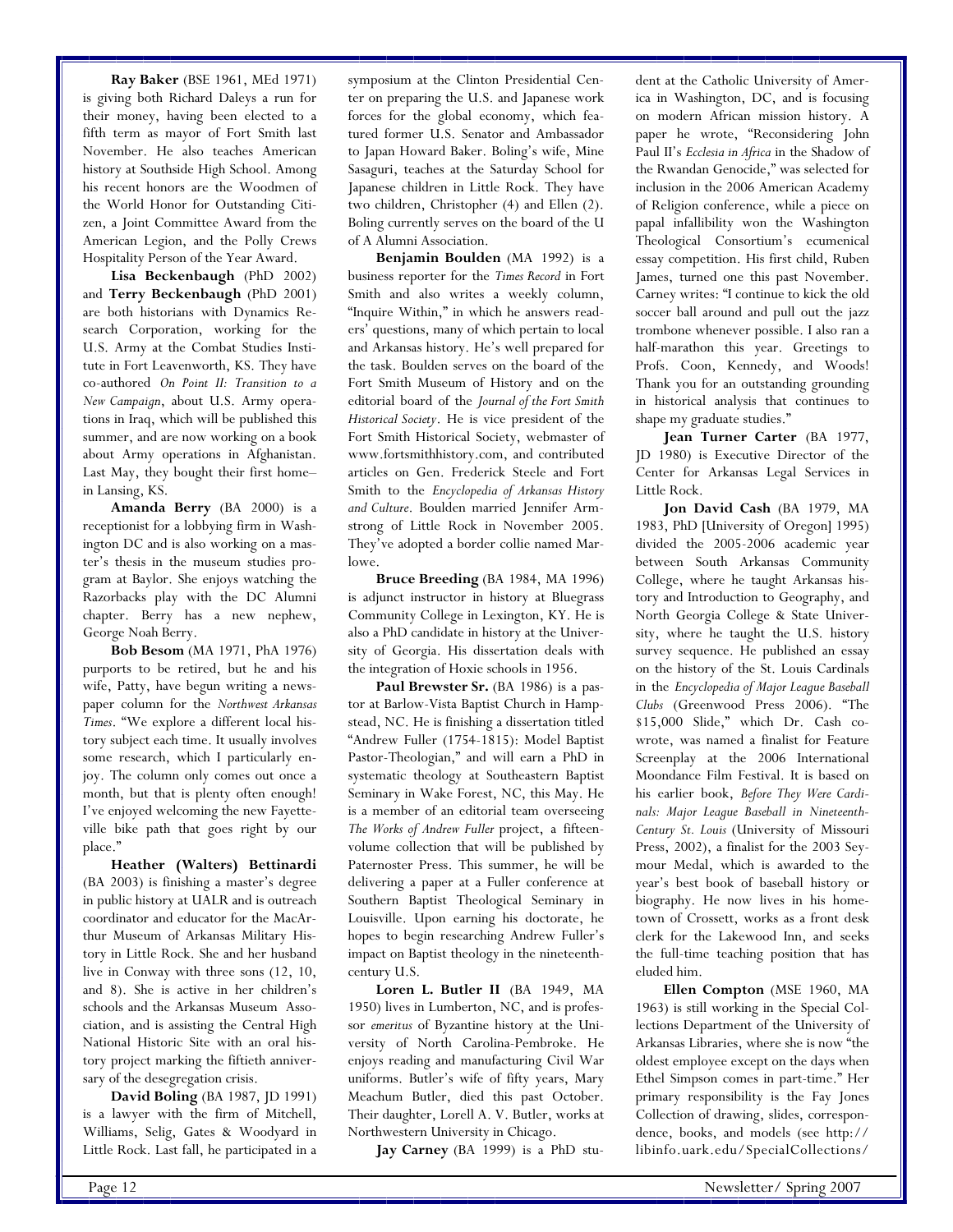**Ray Baker** (BSE 1961, MEd 1971) is giving both Richard Daleys a run for their money, having been elected to a fifth term as mayor of Fort Smith last November. He also teaches American history at Southside High School. Among his recent honors are the Woodmen of the World Honor for Outstanding Citizen, a Joint Committee Award from the American Legion, and the Polly Crews Hospitality Person of the Year Award.

**Lisa Beckenbaugh** (PhD 2002) and **Terry Beckenbaugh** (PhD 2001) are both historians with Dynamics Research Corporation, working for the U.S. Army at the Combat Studies Institute in Fort Leavenworth, KS. They have co-authored *On Point II: Transition to a New Campaign*, about U.S. Army operations in Iraq, which will be published this summer, and are now working on a book about Army operations in Afghanistan. Last May, they bought their first home–in Lansing, KS.

**Amanda Berry** (BA 2000) is a receptionist for a lobbying firm in Washington DC and is also working on a master's thesis in the museum studies program at Baylor. She enjoys watching the Razorbacks play with the DC Alumni chapter. Berry has a new nephew, George Noah Berry.

**Bob Besom** (MA 1971, PhA 1976) purports to be retired, but he and his wife, Patty, have begun writing a newspaper column for the *Northwest Arkansas Times*. "We explore a different local history subject each time. It usually involves some research, which I particularly enjoy. The column only comes out once a month, but that is plenty often enough! I've enjoyed welcoming the new Fayetteville bike path that goes right by our place."

**Heather (Walters) Bettinardi** (BA 2003) is finishing a master's degree in public history at UALR and is outreach coordinator and educator for the MacArthur Museum of Arkansas Military History in Little Rock. She and her husband live in Conway with three sons (12, 10, and 8). She is active in her children's schools and the Arkansas Museum Association, and is assisting the Central High National Historic Site with an oral history project marking the fiftieth anniversary of the desegregation crisis.

**David Boling** (BA 1987, JD 1991) is a lawyer with the firm of Mitchell, Williams, Selig, Gates & Woodyard in Little Rock. Last fall, he participated in a symposium at the Clinton Presidential Center on preparing the U.S. and Japanese work forces for the global economy, which featured former U.S. Senator and Ambassador to Japan Howard Baker. Boling's wife, Mine Sasaguri, teaches at the Saturday School for Japanese children in Little Rock. They have two children, Christopher (4) and Ellen (2). Boling currently serves on the board of the U of A Alumni Association.

**Benjamin Boulden** (MA 1992) is a business reporter for the *Times Record* in Fort Smith and also writes a weekly column, "Inquire Within," in which he answers readers' questions, many of which pertain to local and Arkansas history. He's well prepared for the task. Boulden serves on the board of the Fort Smith Museum of History and on the editorial board of the *Journal of the Fort Smith Historical Society*. He is vice president of the Fort Smith Historical Society, webmaster of www.fortsmithhistory.com, and contributed articles on Gen. Frederick Steele and Fort Smith to the *Encyclopedia of Arkansas History and Culture*. Boulden married Jennifer Armstrong of Little Rock in November 2005. They've adopted a border collie named Marlowe.

**Bruce Breeding** (BA 1984, MA 1996) is adjunct instructor in history at Bluegrass Community College in Lexington, KY. He is also a PhD candidate in history at the University of Georgia. His dissertation deals with the integration of Hoxie schools in 1956.

**Paul Brewster Sr.** (BA 1986) is a pastor at Barlow-Vista Baptist Church in Hampstead, NC. He is finishing a dissertation titled "Andrew Fuller (1754-1815): Model Baptist Pastor-Theologian," and will earn a PhD in systematic theology at Southeastern Baptist Seminary in Wake Forest, NC, this May. He is a member of an editorial team overseeing *The Works of Andrew Fuller* project, a fifteen-volume collection that will be published by Paternoster Press. This summer, he will be delivering a paper at a Fuller conference at Southern Baptist Theological Seminary in Louisville. Upon earning his doctorate, he hopes to begin researching Andrew Fuller's impact on Baptist theology in the nineteenth-century U.S.

**Loren L. Butler II** (BA 1949, MA 1950) lives in Lumberton, NC, and is professor *emeritus* of Byzantine history at the University of North Carolina-Pembroke. He enjoys reading and manufacturing Civil War uniforms. Butler's wife of fifty years, Mary Meachum Butler, died this past October. Their daughter, Lorell A. V. Butler, works at Northwestern University in Chicago.

**Jay Carney** (BA 1999) is a PhD student at the Catholic University of America in Washington, DC, and is focusing on modern African mission history. A paper he wrote, "Reconsidering John Paul II's *Ecclesia in Africa* in the Shadow of the Rwandan Genocide," was selected for inclusion in the 2006 American Academy of Religion conference, while a piece on papal infallibility won the Washington Theological Consortium's ecumenical essay competition. His first child, Ruben James, turned one this past November. Carney writes: "I continue to kick the old soccer ball around and pull out the jazz trombone whenever possible. I also ran a half-marathon this year. Greetings to Profs. Coon, Kennedy, and Woods! Thank you for an outstanding grounding in historical analysis that continues to shape my graduate studies."

**Jean Turner Carter** (BA 1977, JD 1980) is Executive Director of the Center for Arkansas Legal Services in Little Rock.

**Jon David Cash** (BA 1979, MA 1983, PhD [University of Oregon] 1995) divided the 2005-2006 academic year between South Arkansas Community College, where he taught Arkansas history and Introduction to Geography, and North Georgia College & State University, where he taught the U.S. history survey sequence. He published an essay on the history of the St. Louis Cardinals in the *Encyclopedia of Major League Baseball Clubs* (Greenwood Press 2006). "The $15,000 Slide," which Dr. Cash co-wrote, was named a finalist for Feature Screenplay at the 2006 International Moondance Film Festival. It is based on his earlier book, *Before They Were Cardinals: Major League Baseball in Nineteenth-Century St. Louis* (University of Missouri Press, 2002), a finalist for the 2003 Seymour Medal, which is awarded to the year's best book of baseball history or biography. He now lives in his hometown of Crossett, works as a front desk clerk for the Lakewood Inn, and seeks the full-time teaching position that has eluded him.

**Ellen Compton** (MSE 1960, MA 1963) is still working in the Special Collections Department of the University of Arkansas Libraries, where she is now "the oldest employee except on the days when Ethel Simpson comes in part-time." Her primary responsibility is the Fay Jones Collection of drawing, slides, correspondence, books, and models (see http://libinfo.uark.edu/SpecialCollections/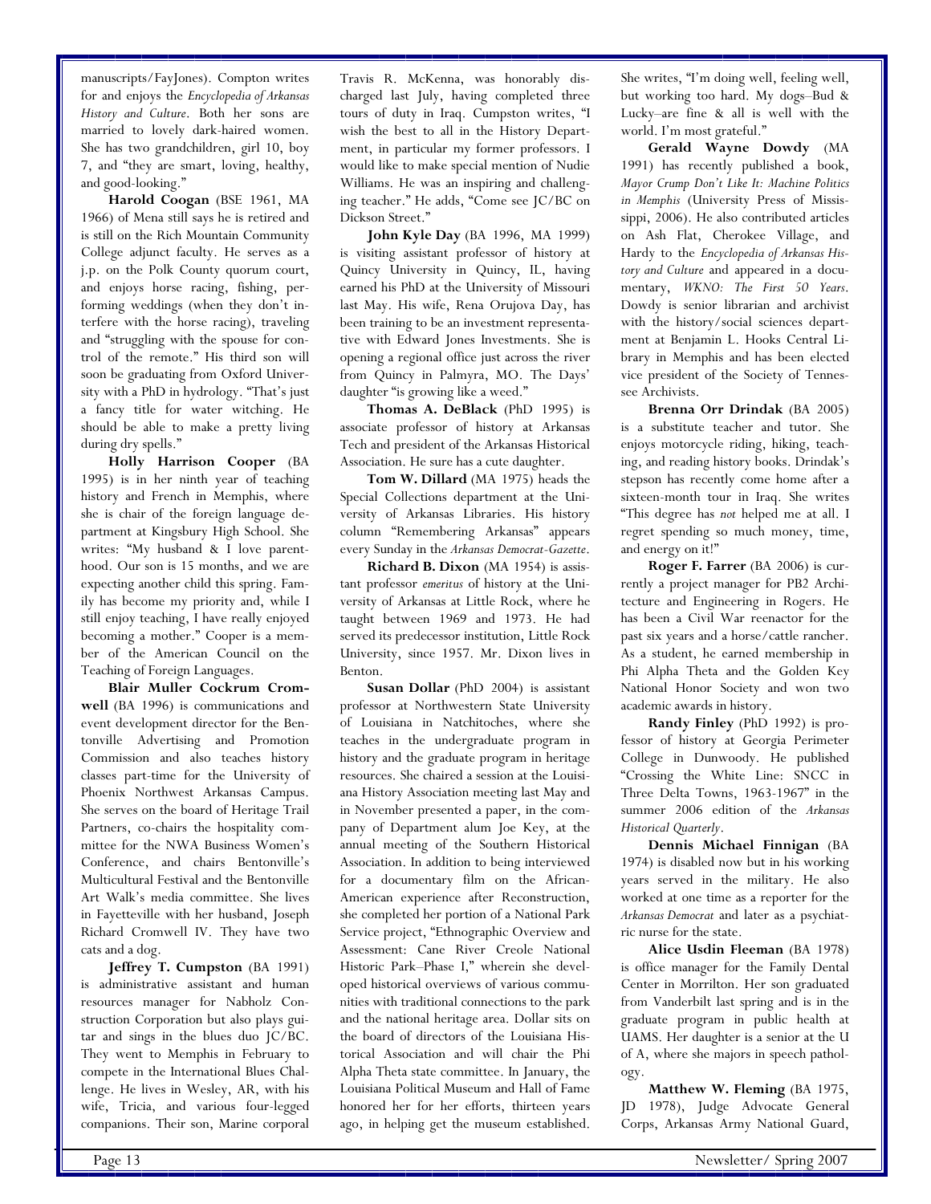manuscripts/FayJones). Compton writes for and enjoys the *Encyclopedia of Arkansas History and Culture*. Both her sons are married to lovely dark-haired women. She has two grandchildren, girl 10, boy 7, and "they are smart, loving, healthy, and good-looking."

**Harold Coogan** (BSE 1961, MA 1966) of Mena still says he is retired and is still on the Rich Mountain Community College adjunct faculty. He serves as a j.p. on the Polk County quorum court, and enjoys horse racing, fishing, performing weddings (when they don't interfere with the horse racing), traveling and "struggling with the spouse for control of the remote." His third son will soon be graduating from Oxford University with a PhD in hydrology. "That's just a fancy title for water witching. He should be able to make a pretty living during dry spells."

**Holly Harrison Cooper** (BA 1995) is in her ninth year of teaching history and French in Memphis, where she is chair of the foreign language department at Kingsbury High School. She writes: "My husband & I love parenthood. Our son is 15 months, and we are expecting another child this spring. Family has become my priority and, while I still enjoy teaching, I have really enjoyed becoming a mother." Cooper is a member of the American Council on the Teaching of Foreign Languages.

**Blair Muller Cockrum Cromwell** (BA 1996) is communications and event development director for the Bentonville Advertising and Promotion Commission and also teaches history classes part-time for the University of Phoenix Northwest Arkansas Campus. She serves on the board of Heritage Trail Partners, co-chairs the hospitality committee for the NWA Business Women's Conference, and chairs Bentonville's Multicultural Festival and the Bentonville Art Walk's media committee. She lives in Fayetteville with her husband, Joseph Richard Cromwell IV. They have two cats and a dog.

**Jeffrey T. Cumpston** (BA 1991) is administrative assistant and human resources manager for Nabholz Construction Corporation but also plays guitar and sings in the blues duo JC/BC. They went to Memphis in February to compete in the International Blues Challenge. He lives in Wesley, AR, with his wife, Tricia, and various four-legged companions. Their son, Marine corporal Travis R. McKenna, was honorably discharged last July, having completed three tours of duty in Iraq. Cumpston writes, "I wish the best to all in the History Department, in particular my former professors. I would like to make special mention of Nudie Williams. He was an inspiring and challenging teacher." He adds, "Come see JC/BC on Dickson Street."

**John Kyle Day** (BA 1996, MA 1999) is visiting assistant professor of history at Quincy University in Quincy, IL, having earned his PhD at the University of Missouri last May. His wife, Rena Orujova Day, has been training to be an investment representative with Edward Jones Investments. She is opening a regional office just across the river from Quincy in Palmyra, MO. The Days' daughter "is growing like a weed."

**Thomas A. DeBlack** (PhD 1995) is associate professor of history at Arkansas Tech and president of the Arkansas Historical Association. He sure has a cute daughter.

**Tom W. Dillard** (MA 1975) heads the Special Collections department at the University of Arkansas Libraries. His history column "Remembering Arkansas" appears every Sunday in the *Arkansas Democrat-Gazette*.

**Richard B. Dixon** (MA 1954) is assistant professor *emeritus* of history at the University of Arkansas at Little Rock, where he taught between 1969 and 1973. He had served its predecessor institution, Little Rock University, since 1957. Mr. Dixon lives in Benton.

**Susan Dollar** (PhD 2004) is assistant professor at Northwestern State University of Louisiana in Natchitoches, where she teaches in the undergraduate program in history and the graduate program in heritage resources. She chaired a session at the Louisiana History Association meeting last May and in November presented a paper, in the company of Department alum Joe Key, at the annual meeting of the Southern Historical Association. In addition to being interviewed for a documentary film on the African-American experience after Reconstruction, she completed her portion of a National Park Service project, "Ethnographic Overview and Assessment: Cane River Creole National Historic Park–Phase I," wherein she developed historical overviews of various communities with traditional connections to the park and the national heritage area. Dollar sits on the board of directors of the Louisiana Historical Association and will chair the Phi Alpha Theta state committee. In January, the Louisiana Political Museum and Hall of Fame honored her for her efforts, thirteen years ago, in helping get the museum established. She writes, "I'm doing well, feeling well, but working too hard. My dogs–Bud & Lucky–are fine & all is well with the world. I'm most grateful."

**Gerald Wayne Dowdy** (MA 1991) has recently published a book, *Mayor Crump Don't Like It: Machine Politics in Memphis* (University Press of Mississippi, 2006). He also contributed articles on Ash Flat, Cherokee Village, and Hardy to the *Encyclopedia of Arkansas History and Culture* and appeared in a documentary, *WKNO: The First 50 Years*. Dowdy is senior librarian and archivist with the history/social sciences department at Benjamin L. Hooks Central Library in Memphis and has been elected vice president of the Society of Tennessee Archivists.

**Brenna Orr Drindak** (BA 2005) is a substitute teacher and tutor. She enjoys motorcycle riding, hiking, teaching, and reading history books. Drindak's stepson has recently come home after a sixteen-month tour in Iraq. She writes "This degree has *not* helped me at all. I regret spending so much money, time, and energy on it!"

**Roger F. Farrer** (BA 2006) is currently a project manager for PB2 Architecture and Engineering in Rogers. He has been a Civil War reenactor for the past six years and a horse/cattle rancher. As a student, he earned membership in Phi Alpha Theta and the Golden Key National Honor Society and won two academic awards in history.

**Randy Finley** (PhD 1992) is professor of history at Georgia Perimeter College in Dunwoody. He published "Crossing the White Line: SNCC in Three Delta Towns, 1963-1967" in the summer 2006 edition of the *Arkansas Historical Quarterly*.

**Dennis Michael Finnigan** (BA 1974) is disabled now but in his working years served in the military. He also worked at one time as a reporter for the *Arkansas Democrat* and later as a psychiatric nurse for the state.

**Alice Usdin Fleeman** (BA 1978) is office manager for the Family Dental Center in Morrilton. Her son graduated from Vanderbilt last spring and is in the graduate program in public health at UAMS. Her daughter is a senior at the U of A, where she majors in speech pathology.

**Matthew W. Fleming** (BA 1975, JD 1978), Judge Advocate General Corps, Arkansas Army National Guard,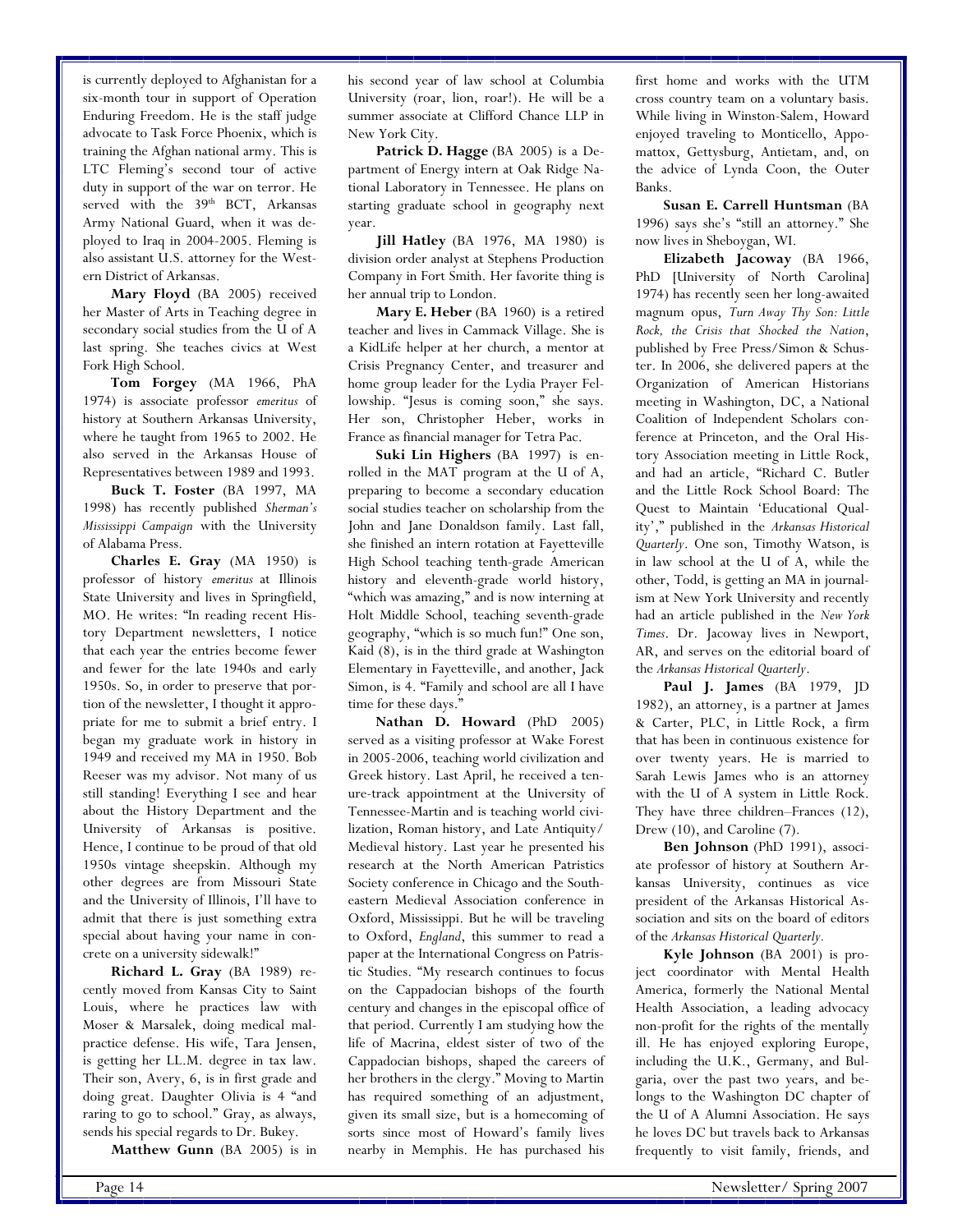is currently deployed to Afghanistan for a six-month tour in support of Operation Enduring Freedom. He is the staff judge advocate to Task Force Phoenix, which is training the Afghan national army. This is LTC Fleming's second tour of active duty in support of the war on terror. He served with the 39th BCT, Arkansas Army National Guard, when it was deployed to Iraq in 2004-2005. Fleming is also assistant U.S. attorney for the Western District of Arkansas.

**Mary Floyd** (BA 2005) received her Master of Arts in Teaching degree in secondary social studies from the U of A last spring. She teaches civics at West Fork High School.

**Tom Forgey** (MA 1966, PhA 1974) is associate professor *emeritus* of history at Southern Arkansas University, where he taught from 1965 to 2002. He also served in the Arkansas House of Representatives between 1989 and 1993.

**Buck T. Foster** (BA 1997, MA 1998) has recently published *Sherman's Mississippi Campaign* with the University of Alabama Press.

**Charles E. Gray** (MA 1950) is professor of history *emeritus* at Illinois State University and lives in Springfield, MO. He writes: "In reading recent History Department newsletters, I notice that each year the entries become fewer and fewer for the late 1940s and early 1950s. So, in order to preserve that portion of the newsletter, I thought it appropriate for me to submit a brief entry. I began my graduate work in history in 1949 and received my MA in 1950. Bob Reeser was my advisor. Not many of us still standing! Everything I see and hear about the History Department and the University of Arkansas is positive. Hence, I continue to be proud of that old 1950s vintage sheepskin. Although my other degrees are from Missouri State and the University of Illinois, I'll have to admit that there is just something extra special about having your name in concrete on a university sidewalk!"

**Richard L. Gray** (BA 1989) recently moved from Kansas City to Saint Louis, where he practices law with Moser & Marsalek, doing medical malpractice defense. His wife, Tara Jensen, is getting her LL.M. degree in tax law. Their son, Avery, 6, is in first grade and doing great. Daughter Olivia is 4 "and raring to go to school." Gray, as always, sends his special regards to Dr. Bukey.

**Matthew Gunn** (BA 2005) is in his second year of law school at Columbia University (roar, lion, roar!). He will be a summer associate at Clifford Chance LLP in New York City.

**Patrick D. Hagge** (BA 2005) is a Department of Energy intern at Oak Ridge National Laboratory in Tennessee. He plans on starting graduate school in geography next year.

**Jill Hatley** (BA 1976, MA 1980) is division order analyst at Stephens Production Company in Fort Smith. Her favorite thing is her annual trip to London.

**Mary E. Heber** (BA 1960) is a retired teacher and lives in Cammack Village. She is a KidLife helper at her church, a mentor at Crisis Pregnancy Center, and treasurer and home group leader for the Lydia Prayer Fellowship. "Jesus is coming soon," she says. Her son, Christopher Heber, works in France as financial manager for Tetra Pac.

**Suki Lin Highers** (BA 1997) is enrolled in the MAT program at the U of A, preparing to become a secondary education social studies teacher on scholarship from the John and Jane Donaldson family. Last fall, she finished an intern rotation at Fayetteville High School teaching tenth-grade American history and eleventh-grade world history, "which was amazing," and is now interning at Holt Middle School, teaching seventh-grade geography, "which is so much fun!" One son, Kaid (8), is in the third grade at Washington Elementary in Fayetteville, and another, Jack Simon, is 4. "Family and school are all I have time for these days."

**Nathan D. Howard** (PhD 2005) served as a visiting professor at Wake Forest in 2005-2006, teaching world civilization and Greek history. Last April, he received a tenure-track appointment at the University of Tennessee-Martin and is teaching world civilization, Roman history, and Late Antiquity/Medieval history. Last year he presented his research at the North American Patristics Society conference in Chicago and the Southeastern Medieval Association conference in Oxford, Mississippi. But he will be traveling to Oxford, *England*, this summer to read a paper at the International Congress on Patristic Studies. "My research continues to focus on the Cappadocian bishops of the fourth century and changes in the episcopal office of that period. Currently I am studying how the life of Macrina, eldest sister of two of the Cappadocian bishops, shaped the careers of her brothers in the clergy." Moving to Martin has required something of an adjustment, given its small size, but is a homecoming of sorts since most of Howard's family lives nearby in Memphis. He has purchased his first home and works with the UTM cross country team on a voluntary basis. While living in Winston-Salem, Howard enjoyed traveling to Monticello, Appomattox, Gettysburg, Antietam, and, on the advice of Lynda Coon, the Outer Banks.

**Susan E. Carrell Huntsman** (BA 1996) says she's "still an attorney." She now lives in Sheboygan, WI.

**Elizabeth Jacoway** (BA 1966, PhD [University of North Carolina] 1974) has recently seen her long-awaited magnum opus, *Turn Away Thy Son: Little Rock, the Crisis that Shocked the Nation*, published by Free Press/Simon & Schuster. In 2006, she delivered papers at the Organization of American Historians meeting in Washington, DC, a National Coalition of Independent Scholars conference at Princeton, and the Oral History Association meeting in Little Rock, and had an article, "Richard C. Butler and the Little Rock School Board: The Quest to Maintain 'Educational Quality'," published in the *Arkansas Historical Quarterly*. One son, Timothy Watson, is in law school at the U of A, while the other, Todd, is getting an MA in journalism at New York University and recently had an article published in the *New York Times*. Dr. Jacoway lives in Newport, AR, and serves on the editorial board of the *Arkansas Historical Quarterly*.

**Paul J. James** (BA 1979, JD 1982), an attorney, is a partner at James & Carter, PLC, in Little Rock, a firm that has been in continuous existence for over twenty years. He is married to Sarah Lewis James who is an attorney with the U of A system in Little Rock. They have three children–Frances (12), Drew (10), and Caroline (7).

**Ben Johnson** (PhD 1991), associate professor of history at Southern Arkansas University, continues as vice president of the Arkansas Historical Association and sits on the board of editors of the *Arkansas Historical Quarterly*.

**Kyle Johnson** (BA 2001) is project coordinator with Mental Health America, formerly the National Mental Health Association, a leading advocacy non-profit for the rights of the mentally ill. He has enjoyed exploring Europe, including the U.K., Germany, and Bulgaria, over the past two years, and belongs to the Washington DC chapter of the U of A Alumni Association. He says he loves DC but travels back to Arkansas frequently to visit family, friends, and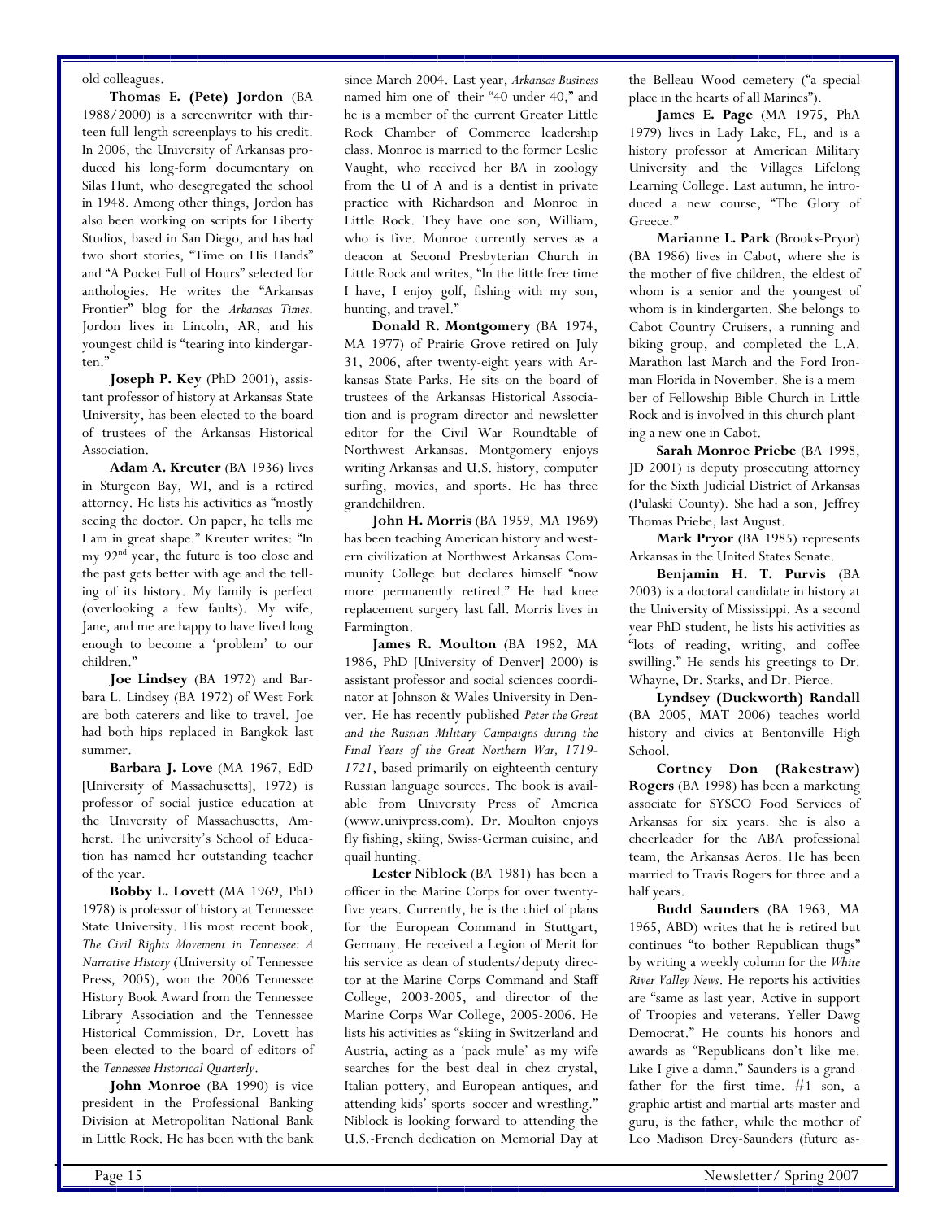old colleagues.

**Thomas E. (Pete) Jordon** (BA 1988/2000) is a screenwriter with thirteen full-length screenplays to his credit. In 2006, the University of Arkansas produced his long-form documentary on Silas Hunt, who desegregated the school in 1948. Among other things, Jordon has also been working on scripts for Liberty Studios, based in San Diego, and has had two short stories, "Time on His Hands" and "A Pocket Full of Hours" selected for anthologies. He writes the "Arkansas Frontier" blog for the *Arkansas Times*. Jordon lives in Lincoln, AR, and his youngest child is "tearing into kindergarten."

**Joseph P. Key** (PhD 2001), assistant professor of history at Arkansas State University, has been elected to the board of trustees of the Arkansas Historical Association.

**Adam A. Kreuter** (BA 1936) lives in Sturgeon Bay, WI, and is a retired attorney. He lists his activities as "mostly seeing the doctor. On paper, he tells me I am in great shape." Kreuter writes: "In my 92nd year, the future is too close and the past gets better with age and the telling of its history. My family is perfect (overlooking a few faults). My wife, Jane, and me are happy to have lived long enough to become a 'problem' to our children."

**Joe Lindsey** (BA 1972) and Barbara L. Lindsey (BA 1972) of West Fork are both caterers and like to travel. Joe had both hips replaced in Bangkok last summer.

**Barbara J. Love** (MA 1967, EdD [University of Massachusetts], 1972) is professor of social justice education at the University of Massachusetts, Amherst. The university's School of Education has named her outstanding teacher of the year.

**Bobby L. Lovett** (MA 1969, PhD 1978) is professor of history at Tennessee State University. His most recent book, *The Civil Rights Movement in Tennessee: A Narrative History* (University of Tennessee Press, 2005), won the 2006 Tennessee History Book Award from the Tennessee Library Association and the Tennessee Historical Commission. Dr. Lovett has been elected to the board of editors of the *Tennessee Historical Quarterly*.

**John Monroe** (BA 1990) is vice president in the Professional Banking Division at Metropolitan National Bank in Little Rock. He has been with the bank since March 2004. Last year, *Arkansas Business* named him one of their "40 under 40," and he is a member of the current Greater Little Rock Chamber of Commerce leadership class. Monroe is married to the former Leslie Vaught, who received her BA in zoology from the U of A and is a dentist in private practice with Richardson and Monroe in Little Rock. They have one son, William, who is five. Monroe currently serves as a deacon at Second Presbyterian Church in Little Rock and writes, "In the little free time I have, I enjoy golf, fishing with my son, hunting, and travel."

**Donald R. Montgomery** (BA 1974, MA 1977) of Prairie Grove retired on July 31, 2006, after twenty-eight years with Arkansas State Parks. He sits on the board of trustees of the Arkansas Historical Association and is program director and newsletter editor for the Civil War Roundtable of Northwest Arkansas. Montgomery enjoys writing Arkansas and U.S. history, computer surfing, movies, and sports. He has three grandchildren.

**John H. Morris** (BA 1959, MA 1969) has been teaching American history and western civilization at Northwest Arkansas Community College but declares himself "now more permanently retired." He had knee replacement surgery last fall. Morris lives in Farmington.

**James R. Moulton** (BA 1982, MA 1986, PhD [University of Denver] 2000) is assistant professor and social sciences coordinator at Johnson & Wales University in Denver. He has recently published *Peter the Great and the Russian Military Campaigns during the Final Years of the Great Northern War, 1719-1721*, based primarily on eighteenth-century Russian language sources. The book is available from University Press of America (www.univpress.com). Dr. Moulton enjoys fly fishing, skiing, Swiss-German cuisine, and quail hunting.

**Lester Niblock** (BA 1981) has been a officer in the Marine Corps for over twenty-five years. Currently, he is the chief of plans for the European Command in Stuttgart, Germany. He received a Legion of Merit for his service as dean of students/deputy director at the Marine Corps Command and Staff College, 2003-2005, and director of the Marine Corps War College, 2005-2006. He lists his activities as "skiing in Switzerland and Austria, acting as a 'pack mule' as my wife searches for the best deal in chez crystal, Italian pottery, and European antiques, and attending kids' sports–soccer and wrestling." Niblock is looking forward to attending the U.S.-French dedication on Memorial Day at the Belleau Wood cemetery ("a special place in the hearts of all Marines").

**James E. Page** (MA 1975, PhA 1979) lives in Lady Lake, FL, and is a history professor at American Military University and the Villages Lifelong Learning College. Last autumn, he introduced a new course, "The Glory of Greece."

**Marianne L. Park** (Brooks-Pryor) (BA 1986) lives in Cabot, where she is the mother of five children, the eldest of whom is a senior and the youngest of whom is in kindergarten. She belongs to Cabot Country Cruisers, a running and biking group, and completed the L.A. Marathon last March and the Ford Ironman Florida in November. She is a member of Fellowship Bible Church in Little Rock and is involved in this church planting a new one in Cabot.

**Sarah Monroe Priebe** (BA 1998, JD 2001) is deputy prosecuting attorney for the Sixth Judicial District of Arkansas (Pulaski County). She had a son, Jeffrey Thomas Priebe, last August.

**Mark Pryor** (BA 1985) represents Arkansas in the United States Senate.

**Benjamin H. T. Purvis** (BA 2003) is a doctoral candidate in history at the University of Mississippi. As a second year PhD student, he lists his activities as "lots of reading, writing, and coffee swilling." He sends his greetings to Dr. Whayne, Dr. Starks, and Dr. Pierce.

**Lyndsey (Duckworth) Randall** (BA 2005, MAT 2006) teaches world history and civics at Bentonville High School.

**Cortney Don (Rakestraw) Rogers** (BA 1998) has been a marketing associate for SYSCO Food Services of Arkansas for six years. She is also a cheerleader for the ABA professional team, the Arkansas Aeros. He has been married to Travis Rogers for three and a half years.

**Budd Saunders** (BA 1963, MA 1965, ABD) writes that he is retired but continues "to bother Republican thugs" by writing a weekly column for the *White River Valley News*. He reports his activities are "same as last year. Active in support of Troopies and veterans. Yeller Dawg Democrat." He counts his honors and awards as "Republicans don't like me. Like I give a damn." Saunders is a grandfather for the first time. #1 son, a graphic artist and martial arts master and guru, is the father, while the mother of Leo Madison Drey-Saunders (future as-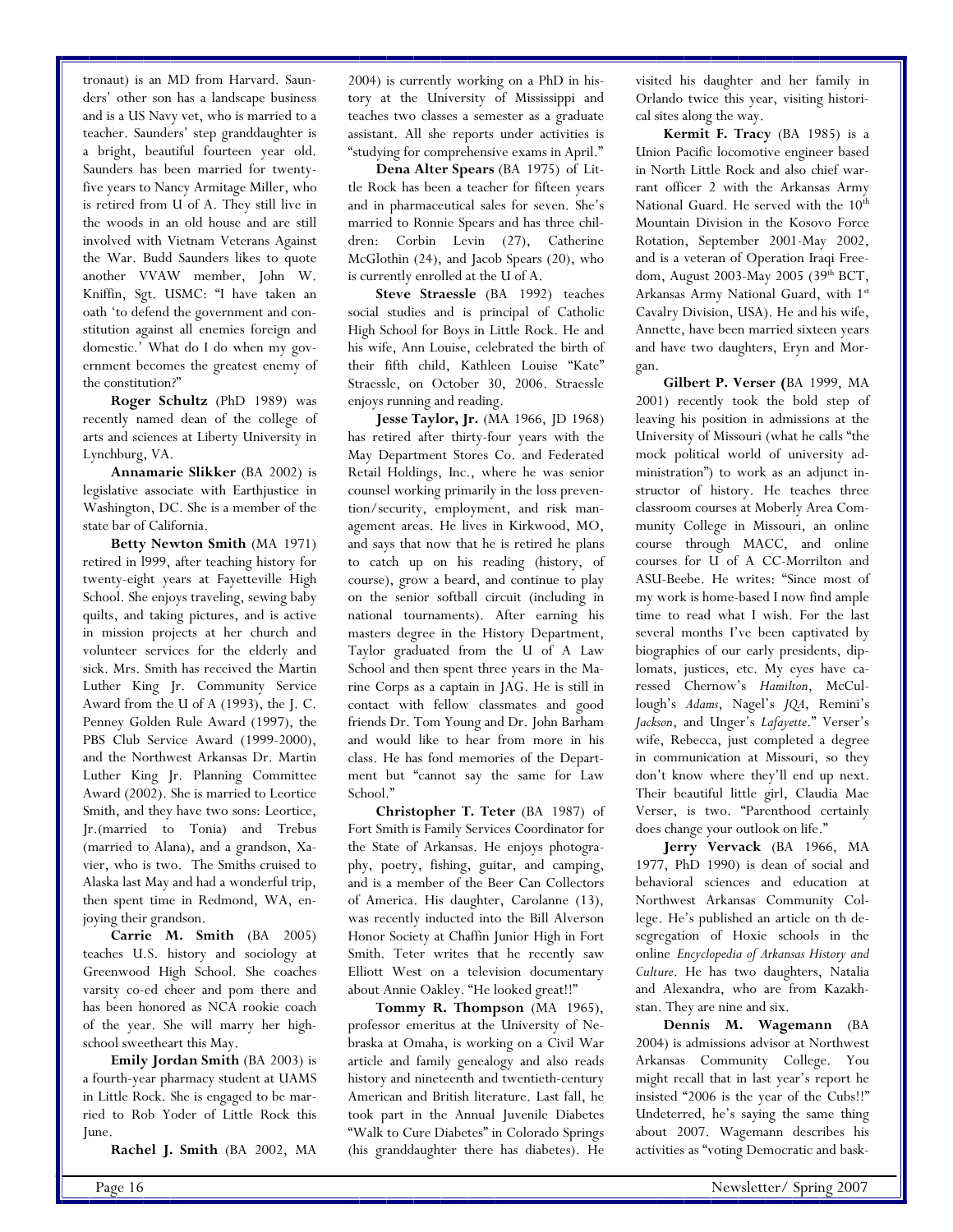tronaut) is an MD from Harvard. Saunders' other son has a landscape business and is a US Navy vet, who is married to a teacher. Saunders' step granddaughter is a bright, beautiful fourteen year old. Saunders has been married for twenty-five years to Nancy Armitage Miller, who is retired from U of A. They still live in the woods in an old house and are still involved with Vietnam Veterans Against the War. Budd Saunders likes to quote another VVAW member, John W. Kniffin, Sgt. USMC: "I have taken an oath 'to defend the government and constitution against all enemies foreign and domestic.' What do I do when my government becomes the greatest enemy of the constitution?"

**Roger Schultz** (PhD 1989) was recently named dean of the college of arts and sciences at Liberty University in Lynchburg, VA.

**Annamarie Slikker** (BA 2002) is legislative associate with Earthjustice in Washington, DC. She is a member of the state bar of California.

**Betty Newton Smith** (MA 1971) retired in l999, after teaching history for twenty-eight years at Fayetteville High School. She enjoys traveling, sewing baby quilts, and taking pictures, and is active in mission projects at her church and volunteer services for the elderly and sick. Mrs. Smith has received the Martin Luther King Jr. Community Service Award from the U of A (1993), the J. C. Penney Golden Rule Award (1997), the PBS Club Service Award (1999-2000), and the Northwest Arkansas Dr. Martin Luther King Jr. Planning Committee Award (2002). She is married to Leortice Smith, and they have two sons: Leortice, Jr.(married to Tonia) and Trebus (married to Alana), and a grandson, Xavier, who is two. The Smiths cruised to Alaska last May and had a wonderful trip, then spent time in Redmond, WA, enjoying their grandson.

**Carrie M. Smith** (BA 2005) teaches U.S. history and sociology at Greenwood High School. She coaches varsity co-ed cheer and pom there and has been honored as NCA rookie coach of the year. She will marry her high-school sweetheart this May.

**Emily Jordan Smith** (BA 2003) is a fourth-year pharmacy student at UAMS in Little Rock. She is engaged to be married to Rob Yoder of Little Rock this June.

**Rachel J. Smith** (BA 2002, MA 2004) is currently working on a PhD in history at the University of Mississippi and teaches two classes a semester as a graduate assistant. All she reports under activities is "studying for comprehensive exams in April."

**Dena Alter Spears** (BA 1975) of Little Rock has been a teacher for fifteen years and in pharmaceutical sales for seven. She's married to Ronnie Spears and has three children: Corbin Levin (27), Catherine McGlothin (24), and Jacob Spears (20), who is currently enrolled at the U of A.

**Steve Straessle** (BA 1992) teaches social studies and is principal of Catholic High School for Boys in Little Rock. He and his wife, Ann Louise, celebrated the birth of their fifth child, Kathleen Louise "Kate" Straessle, on October 30, 2006. Straessle enjoys running and reading.

**Jesse Taylor, Jr.** (MA 1966, JD 1968) has retired after thirty-four years with the May Department Stores Co. and Federated Retail Holdings, Inc., where he was senior counsel working primarily in the loss prevention/security, employment, and risk management areas. He lives in Kirkwood, MO, and says that now that he is retired he plans to catch up on his reading (history, of course), grow a beard, and continue to play on the senior softball circuit (including in national tournaments). After earning his masters degree in the History Department, Taylor graduated from the U of A Law School and then spent three years in the Marine Corps as a captain in JAG. He is still in contact with fellow classmates and good friends Dr. Tom Young and Dr. John Barham and would like to hear from more in his class. He has fond memories of the Department but "cannot say the same for Law School."

**Christopher T. Teter** (BA 1987) of Fort Smith is Family Services Coordinator for the State of Arkansas. He enjoys photography, poetry, fishing, guitar, and camping, and is a member of the Beer Can Collectors of America. His daughter, Carolanne (13), was recently inducted into the Bill Alverson Honor Society at Chaffin Junior High in Fort Smith. Teter writes that he recently saw Elliott West on a television documentary about Annie Oakley. "He looked great!!"

**Tommy R. Thompson** (MA 1965), professor emeritus at the University of Nebraska at Omaha, is working on a Civil War article and family genealogy and also reads history and nineteenth and twentieth-century American and British literature. Last fall, he took part in the Annual Juvenile Diabetes "Walk to Cure Diabetes" in Colorado Springs (his granddaughter there has diabetes). He visited his daughter and her family in Orlando twice this year, visiting historical sites along the way.

**Kermit F. Tracy** (BA 1985) is a Union Pacific locomotive engineer based in North Little Rock and also chief warrant officer 2 with the Arkansas Army National Guard. He served with the 10th Mountain Division in the Kosovo Force Rotation, September 2001-May 2002, and is a veteran of Operation Iraqi Freedom, August 2003-May 2005 (39th BCT, Arkansas Army National Guard, with 1st Cavalry Division, USA). He and his wife, Annette, have been married sixteen years and have two daughters, Eryn and Morgan.

**Gilbert P. Verser (**BA 1999, MA 2001) recently took the bold step of leaving his position in admissions at the University of Missouri (what he calls "the mock political world of university administration") to work as an adjunct instructor of history. He teaches three classroom courses at Moberly Area Community College in Missouri, an online course through MACC, and online courses for U of A CC-Morrilton and ASU-Beebe. He writes: "Since most of my work is home-based I now find ample time to read what I wish. For the last several months I've been captivated by biographies of our early presidents, diplomats, justices, etc. My eyes have caressed Chernow's *Hamilton*, McCullough's *Adams*, Nagel's *JQA*, Remini's *Jackson*, and Unger's *Lafayette*." Verser's wife, Rebecca, just completed a degree in communication at Missouri, so they don't know where they'll end up next. Their beautiful little girl, Claudia Mae Verser, is two. "Parenthood certainly does change your outlook on life."

**Jerry Vervack** (BA 1966, MA 1977, PhD 1990) is dean of social and behavioral sciences and education at Northwest Arkansas Community College. He's published an article on th desegregation of Hoxie schools in the online *Encyclopedia of Arkansas History and Culture*. He has two daughters, Natalia and Alexandra, who are from Kazakhstan. They are nine and six.

**Dennis M. Wagemann** (BA 2004) is admissions advisor at Northwest Arkansas Community College. You might recall that in last year's report he insisted "2006 is the year of the Cubs!!" Undeterred, he's saying the same thing about 2007. Wagemann describes his activities as "voting Democratic and bask-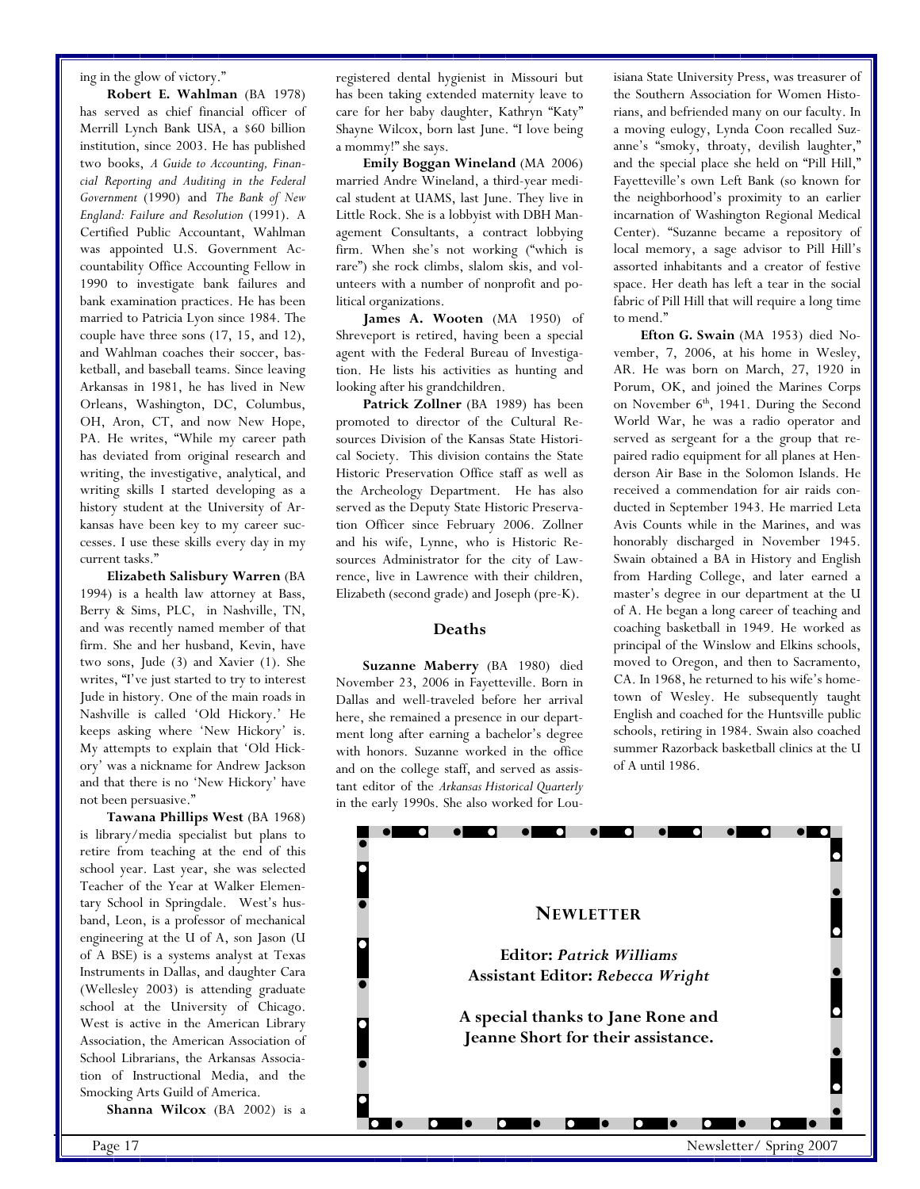ing in the glow of victory."

**Robert E. Wahlman** (BA 1978) has served as chief financial officer of Merrill Lynch Bank USA, a $60 billion institution, since 2003. He has published two books, *A Guide to Accounting, Financial Reporting and Auditing in the Federal Government* (1990) and *The Bank of New England: Failure and Resolution* (1991). A Certified Public Accountant, Wahlman was appointed U.S. Government Accountability Office Accounting Fellow in 1990 to investigate bank failures and bank examination practices. He has been married to Patricia Lyon since 1984. The couple have three sons (17, 15, and 12), and Wahlman coaches their soccer, basketball, and baseball teams. Since leaving Arkansas in 1981, he has lived in New Orleans, Washington, DC, Columbus, OH, Aron, CT, and now New Hope, PA. He writes, "While my career path has deviated from original research and writing, the investigative, analytical, and writing skills I started developing as a history student at the University of Arkansas have been key to my career successes. I use these skills every day in my current tasks."

**Elizabeth Salisbury Warren** (BA 1994) is a health law attorney at Bass, Berry & Sims, PLC, in Nashville, TN, and was recently named member of that firm. She and her husband, Kevin, have two sons, Jude (3) and Xavier (1). She writes, "I've just started to try to interest Jude in history. One of the main roads in Nashville is called 'Old Hickory.' He keeps asking where 'New Hickory' is. My attempts to explain that 'Old Hickory' was a nickname for Andrew Jackson and that there is no 'New Hickory' have not been persuasive."

**Tawana Phillips West** (BA 1968) is library/media specialist but plans to retire from teaching at the end of this school year. Last year, she was selected Teacher of the Year at Walker Elementary School in Springdale. West's husband, Leon, is a professor of mechanical engineering at the U of A, son Jason (U of A BSE) is a systems analyst at Texas Instruments in Dallas, and daughter Cara (Wellesley 2003) is attending graduate school at the University of Chicago. West is active in the American Library Association, the American Association of School Librarians, the Arkansas Association of Instructional Media, and the Smocking Arts Guild of America.

**Shanna Wilcox** (BA 2002) is a registered dental hygienist in Missouri but has been taking extended maternity leave to care for her baby daughter, Kathryn "Katy" Shayne Wilcox, born last June. "I love being a mommy!" she says.

**Emily Boggan Wineland** (MA 2006) married Andre Wineland, a third-year medical student at UAMS, last June. They live in Little Rock. She is a lobbyist with DBH Management Consultants, a contract lobbying firm. When she's not working ("which is rare") she rock climbs, slalom skis, and volunteers with a number of nonprofit and political organizations.

**James A. Wooten** (MA 1950) of Shreveport is retired, having been a special agent with the Federal Bureau of Investigation. He lists his activities as hunting and looking after his grandchildren.

**Patrick Zollner** (BA 1989) has been promoted to director of the Cultural Resources Division of the Kansas State Historical Society. This division contains the State Historic Preservation Office staff as well as the Archeology Department. He has also served as the Deputy State Historic Preservation Officer since February 2006. Zollner and his wife, Lynne, who is Historic Resources Administrator for the city of Lawrence, live in Lawrence with their children, Elizabeth (second grade) and Joseph (pre-K).

## Deaths

**Suzanne Maberry** (BA 1980) died November 23, 2006 in Fayetteville. Born in Dallas and well-traveled before her arrival here, she remained a presence in our department long after earning a bachelor's degree with honors. Suzanne worked in the office and on the college staff, and served as assistant editor of the *Arkansas Historical Quarterly* in the early 1990s. She also worked for Louisiana State University Press, was treasurer of the Southern Association for Women Historians, and befriended many on our faculty. In a moving eulogy, Lynda Coon recalled Suzanne's "smoky, throaty, devilish laughter," and the special place she held on "Pill Hill," Fayetteville's own Left Bank (so known for the neighborhood's proximity to an earlier incarnation of Washington Regional Medical Center). "Suzanne became a repository of local memory, a sage advisor to Pill Hill's assorted inhabitants and a creator of festive space. Her death has left a tear in the social fabric of Pill Hill that will require a long time to mend."

**Efton G. Swain** (MA 1953) died November, 7, 2006, at his home in Wesley, AR. He was born on March, 27, 1920 in Porum, OK, and joined the Marines Corps on November 6th, 1941. During the Second World War, he was a radio operator and served as sergeant for a the group that repaired radio equipment for all planes at Henderson Air Base in the Solomon Islands. He received a commendation for air raids conducted in September 1943. He married Leta Avis Counts while in the Marines, and was honorably discharged in November 1945. Swain obtained a BA in History and English from Harding College, and later earned a master's degree in our department at the U of A. He began a long career of teaching and coaching basketball in 1949. He worked as principal of the Winslow and Elkins schools, moved to Oregon, and then to Sacramento, CA. In 1968, he returned to his wife's hometown of Wesley. He subsequently taught English and coached for the Huntsville public schools, retiring in 1984. Swain also coached summer Razorback basketball clinics at the U of A until 1986.

**NEWLETTER**

**Editor:** ***Patrick Williams***
**Assistant Editor:** ***Rebecca Wright***

**A special thanks to Jane Rone and Jeanne Short for their assistance.**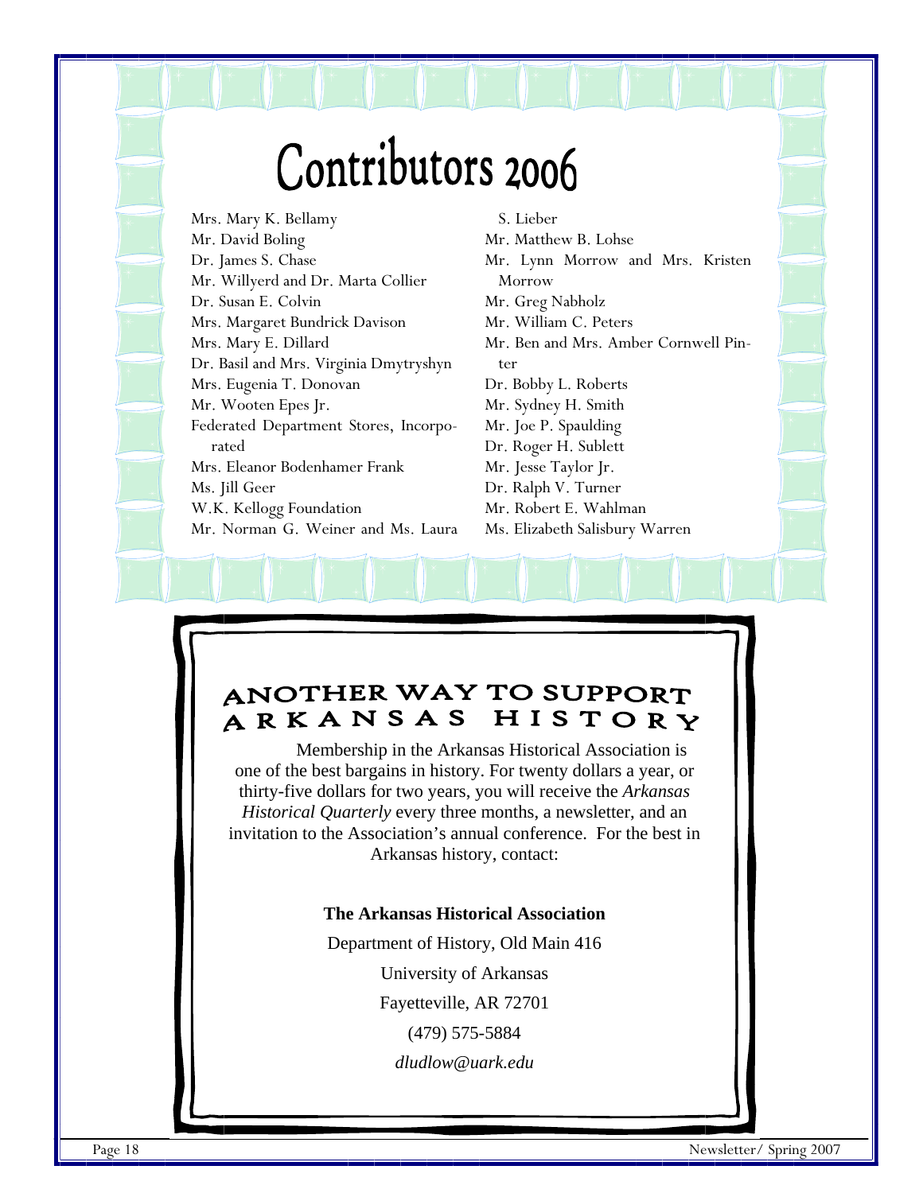# Contributors 2006

Mrs. Mary K. Bellamy
Mr. David Boling
Dr. James S. Chase
Mr. Willyerd and Dr. Marta Collier
Dr. Susan E. Colvin
Mrs. Margaret Bundrick Davison
Mrs. Mary E. Dillard
Dr. Basil and Mrs. Virginia Dmytryshyn
Mrs. Eugenia T. Donovan
Mr. Wooten Epes Jr.
Federated Department Stores, Incorporated
Mrs. Eleanor Bodenhamer Frank
Ms. Jill Geer
W.K. Kellogg Foundation
Mr. Norman G. Weiner and Ms. Laura S. Lieber
Mr. Matthew B. Lohse
Mr. Lynn Morrow and Mrs. Kristen Morrow
Mr. Greg Nabholz
Mr. William C. Peters
Mr. Ben and Mrs. Amber Cornwell Pinter
Dr. Bobby L. Roberts
Mr. Sydney H. Smith
Mr. Joe P. Spaulding
Dr. Roger H. Sublett
Mr. Jesse Taylor Jr.
Dr. Ralph V. Turner
Mr. Robert E. Wahlman
Ms. Elizabeth Salisbury Warren

## ANOTHER WAY TO SUPPORT ARKANSAS HISTORY

Membership in the Arkansas Historical Association is one of the best bargains in history. For twenty dollars a year, or thirty-five dollars for two years, you will receive the *Arkansas Historical Quarterly* every three months, a newsletter, and an invitation to the Association's annual conference. For the best in Arkansas history, contact:

**The Arkansas Historical Association**

Department of History, Old Main 416

University of Arkansas

Fayetteville, AR 72701

(479) 575-5884

*dludlow@uark.edu*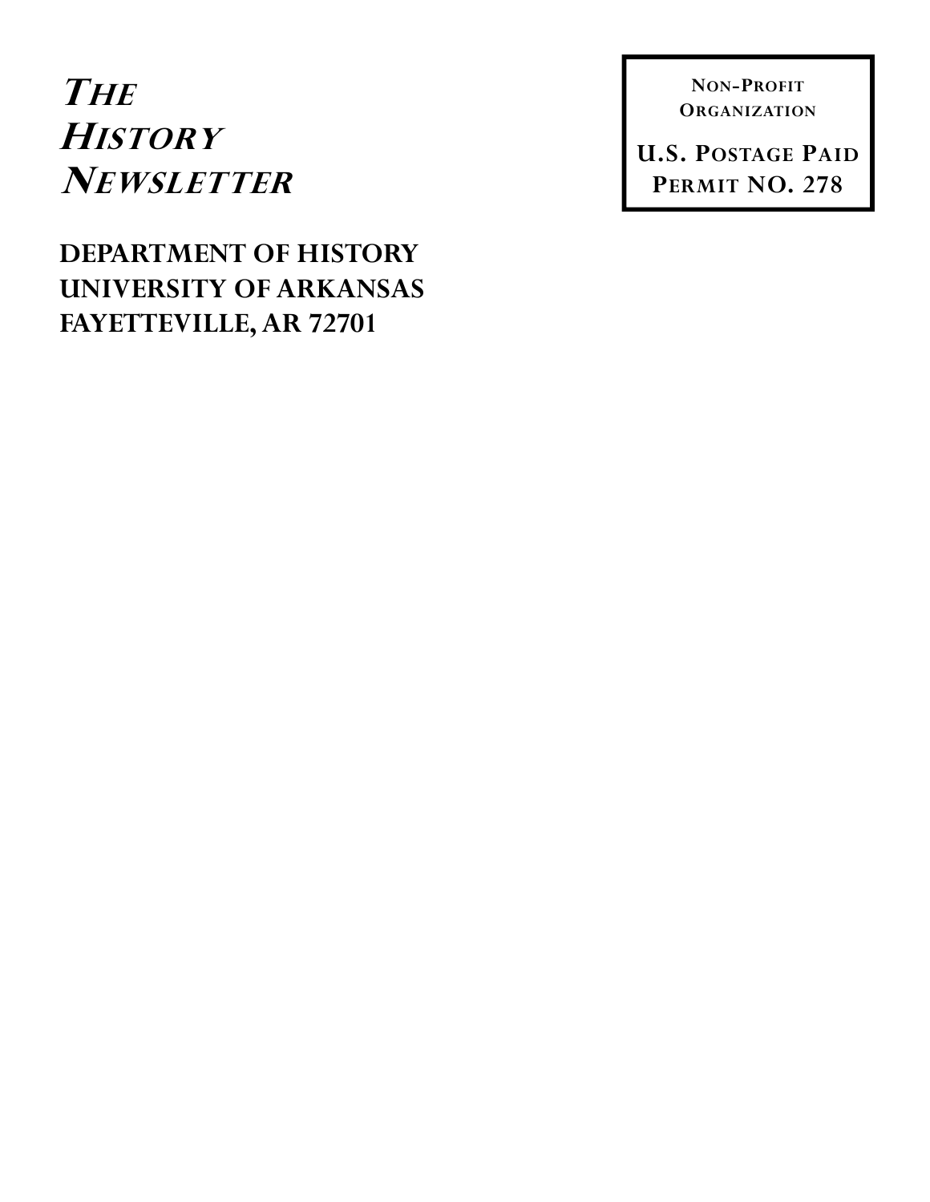***The History Newsletter***

**DEPARTMENT OF HISTORY**
**UNIVERSITY OF ARKANSAS**
**FAYETTEVILLE, AR 72701**

NON-PROFIT
ORGANIZATION

U.S. POSTAGE PAID
PERMIT NO. 278